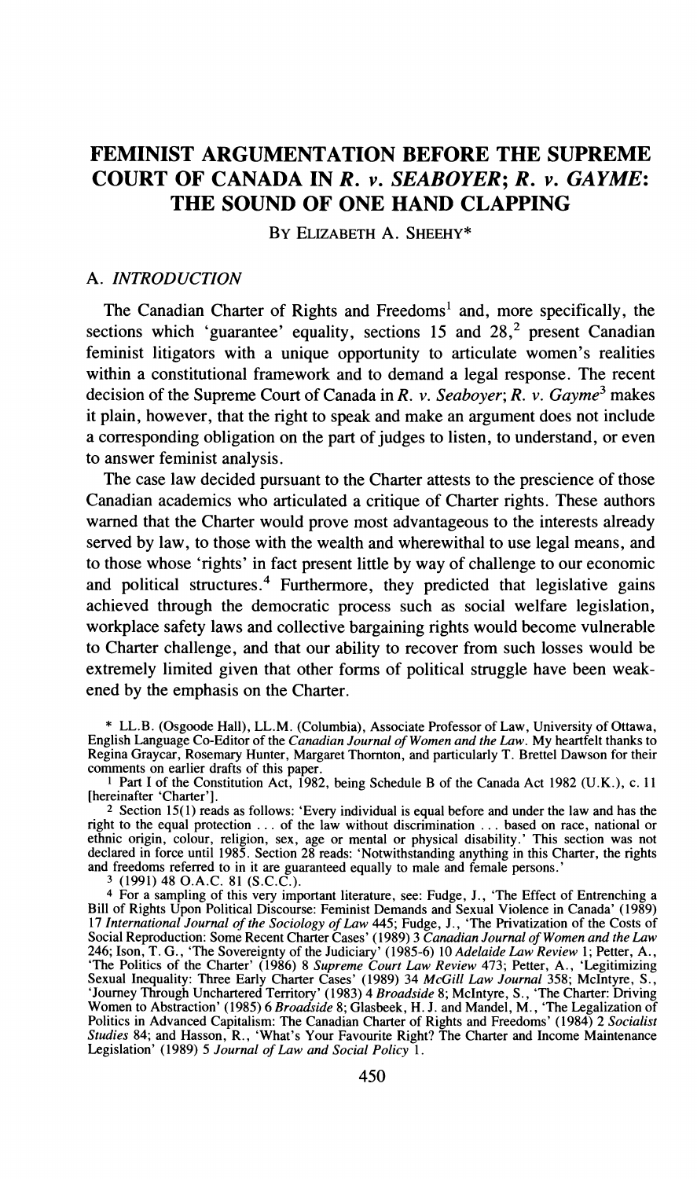# FEMINIST ARGUMENTATION BEFORE THE SUPREME COURT OF CANADA IN *R. v. SEABOYER*; *R. v. GAYME*: THE SOUND OF ONE HAND CLAPPING

By Elizabeth A. Sheehy*

## A. *INTRODUCTION*

The Canadian Charter of Rights and Freedoms[1] and, more specifically, the sections which 'guarantee' equality, sections 15 and 28,[2] present Canadian feminist litigators with a unique opportunity to articulate women's realities within a constitutional framework and to demand a legal response. The recent decision of the Supreme Court of Canada in *R. v. Seaboyer*; *R. v. Gayme*[3] makes it plain, however, that the right to speak and make an argument does not include a corresponding obligation on the part of judges to listen, to understand, or even to answer feminist analysis.

The case law decided pursuant to the Charter attests to the prescience of those Canadian academics who articulated a critique of Charter rights. These authors warned that the Charter would prove most advantageous to the interests already served by law, to those with the wealth and wherewithal to use legal means, and to those whose 'rights' in fact present little by way of challenge to our economic and political structures.[4] Furthermore, they predicted that legislative gains achieved through the democratic process such as social welfare legislation, workplace safety laws and collective bargaining rights would become vulnerable to Charter challenge, and that our ability to recover from such losses would be extremely limited given that other forms of political struggle have been weakened by the emphasis on the Charter.

\* LL.B. (Osgoode Hall), LL.M. (Columbia), Associate Professor of Law, University of Ottawa, English Language Co-Editor of the *Canadian Journal of Women and the Law*. My heartfelt thanks to Regina Graycar, Rosemary Hunter, Margaret Thornton, and particularly T. Brettel Dawson for their comments on earlier drafts of this paper.

1 Part I of the Constitution Act, 1982, being Schedule B of the Canada Act 1982 (U.K.), c. 11 [hereinafter 'Charter'].

2 Section 15(1) reads as follows: 'Every individual is equal before and under the law and has the right to the equal protection ... of the law without discrimination ... based on race, national or ethnic origin, colour, religion, sex, age or mental or physical disability.' This section was not declared in force until 1985. Section 28 reads: 'Notwithstanding anything in this Charter, the rights and freedoms referred to in it are guaranteed equally to male and female persons.'

3 (1991) 48 O.A.C. 81 (S.C.C.).

4 For a sampling of this very important literature, see: Fudge, J., 'The Effect of Entrenching a Bill of Rights Upon Political Discourse: Feminist Demands and Sexual Violence in Canada' (1989) 17 *International Journal of the Sociology of Law* 445; Fudge, J., 'The Privatization of the Costs of Social Reproduction: Some Recent Charter Cases' (1989) 3 *Canadian Journal of Women and the Law* 246; Ison, T. G., 'The Sovereignty of the Judiciary' (1985-6) 10 *Adelaide Law Review* 1; Petter, A., 'The Politics of the Charter' (1986) 8 *Supreme Court Law Review* 473; Petter, A., 'Legitimizing Sexual Inequality: Three Early Charter Cases' (1989) 34 *McGill Law Journal* 358; McIntyre, S., 'Journey Through Unchartered Territory' (1983) 4 *Broadside* 8; McIntyre, S., 'The Charter: Driving Women to Abstraction' (1985) 6 *Broadside* 8; Glasbeek, H. J. and Mandel, M., 'The Legalization of Politics in Advanced Capitalism: The Canadian Charter of Rights and Freedoms' (1984) 2 *Socialist Studies* 84; and Hasson, R., 'What's Your Favourite Right? The Charter and Income Maintenance Legislation' (1989) 5 *Journal of Law and Social Policy* 1.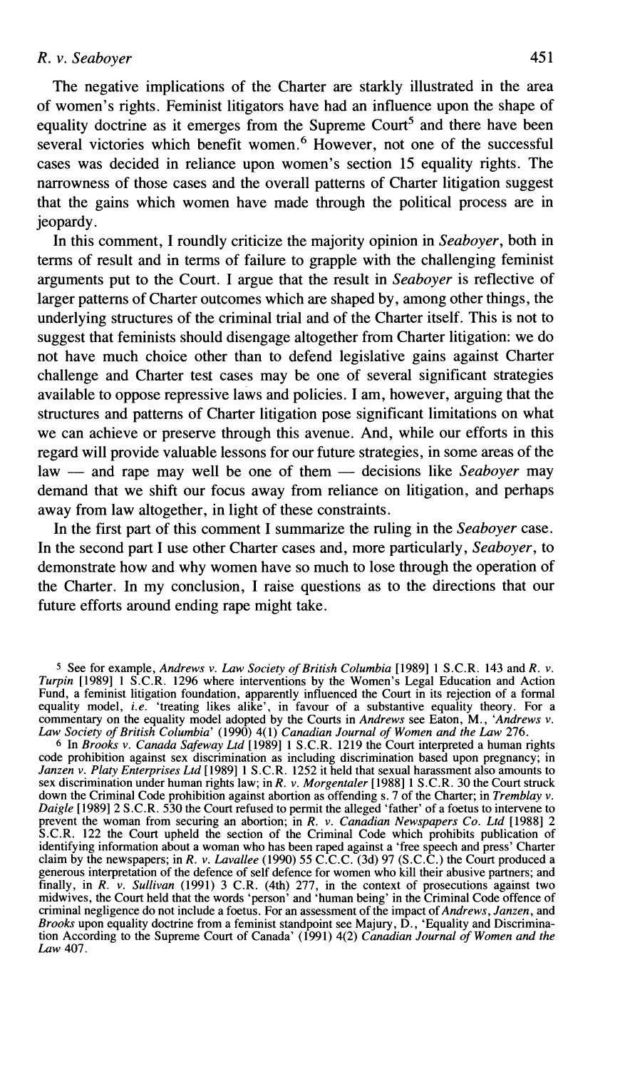The negative implications of the Charter are starkly illustrated in the area of women's rights. Feminist litigators have had an influence upon the shape of equality doctrine as it emerges from the Supreme Court[5] and there have been several victories which benefit women.[6] However, not one of the successful cases was decided in reliance upon women's section 15 equality rights. The narrowness of those cases and the overall patterns of Charter litigation suggest that the gains which women have made through the political process are in jeopardy.

In this comment, I roundly criticize the majority opinion in *Seaboyer*, both in terms of result and in terms of failure to grapple with the challenging feminist arguments put to the Court. I argue that the result in *Seaboyer* is reflective of larger patterns of Charter outcomes which are shaped by, among other things, the underlying structures of the criminal trial and of the Charter itself. This is not to suggest that feminists should disengage altogether from Charter litigation: we do not have much choice other than to defend legislative gains against Charter challenge and Charter test cases may be one of several significant strategies available to oppose repressive laws and policies. I am, however, arguing that the structures and patterns of Charter litigation pose significant limitations on what we can achieve or preserve through this avenue. And, while our efforts in this regard will provide valuable lessons for our future strategies, in some areas of the law — and rape may well be one of them — decisions like *Seaboyer* may demand that we shift our focus away from reliance on litigation, and perhaps away from law altogether, in light of these constraints.

In the first part of this comment I summarize the ruling in the *Seaboyer* case. In the second part I use other Charter cases and, more particularly, *Seaboyer*, to demonstrate how and why women have so much to lose through the operation of the Charter. In my conclusion, I raise questions as to the directions that our future efforts around ending rape might take.

---

[5] See for example, *Andrews v. Law Society of British Columbia* [1989] 1 S.C.R. 143 and *R. v. Turpin* [1989] 1 S.C.R. 1296 where interventions by the Women's Legal Education and Action Fund, a feminist litigation foundation, apparently influenced the Court in its rejection of a formal equality model, *i.e.* 'treating likes alike', in favour of a substantive equality theory. For a commentary on the equality model adopted by the Courts in *Andrews* see Eaton, M., '*Andrews v. Law Society of British Columbia*' (1990) 4(1) *Canadian Journal of Women and the Law* 276.

[6] In *Brooks v. Canada Safeway Ltd* [1989] 1 S.C.R. 1219 the Court interpreted a human rights code prohibition against sex discrimination as including discrimination based upon pregnancy; in *Janzen v. Platy Enterprises Ltd* [1989] 1 S.C.R. 1252 it held that sexual harassment also amounts to sex discrimination under human rights law; in *R. v. Morgentaler* [1988] 1 S.C.R. 30 the Court struck down the Criminal Code prohibition against abortion as offending s. 7 of the Charter; in *Tremblay v. Daigle* [1989] 2 S.C.R. 530 the Court refused to permit the alleged 'father' of a foetus to intervene to prevent the woman from securing an abortion; in *R. v. Canadian Newspapers Co. Ltd* [1988] 2 S.C.R. 122 the Court upheld the section of the Criminal Code which prohibits publication of identifying information about a woman who has been raped against a 'free speech and press' Charter claim by the newspapers; in *R. v. Lavallee* (1990) 55 C.C.C. (3d) 97 (S.C.C.) the Court produced a generous interpretation of the defence of self defence for women who kill their abusive partners; and finally, in *R. v. Sullivan* (1991) 3 C.R. (4th) 277, in the context of prosecutions against two midwives, the Court held that the words 'person' and 'human being' in the Criminal Code offence of criminal negligence do not include a foetus. For an assessment of the impact of *Andrews*, *Janzen*, and *Brooks* upon equality doctrine from a feminist standpoint see Majury, D., 'Equality and Discrimination According to the Supreme Court of Canada' (1991) 4(2) *Canadian Journal of Women and the Law* 407.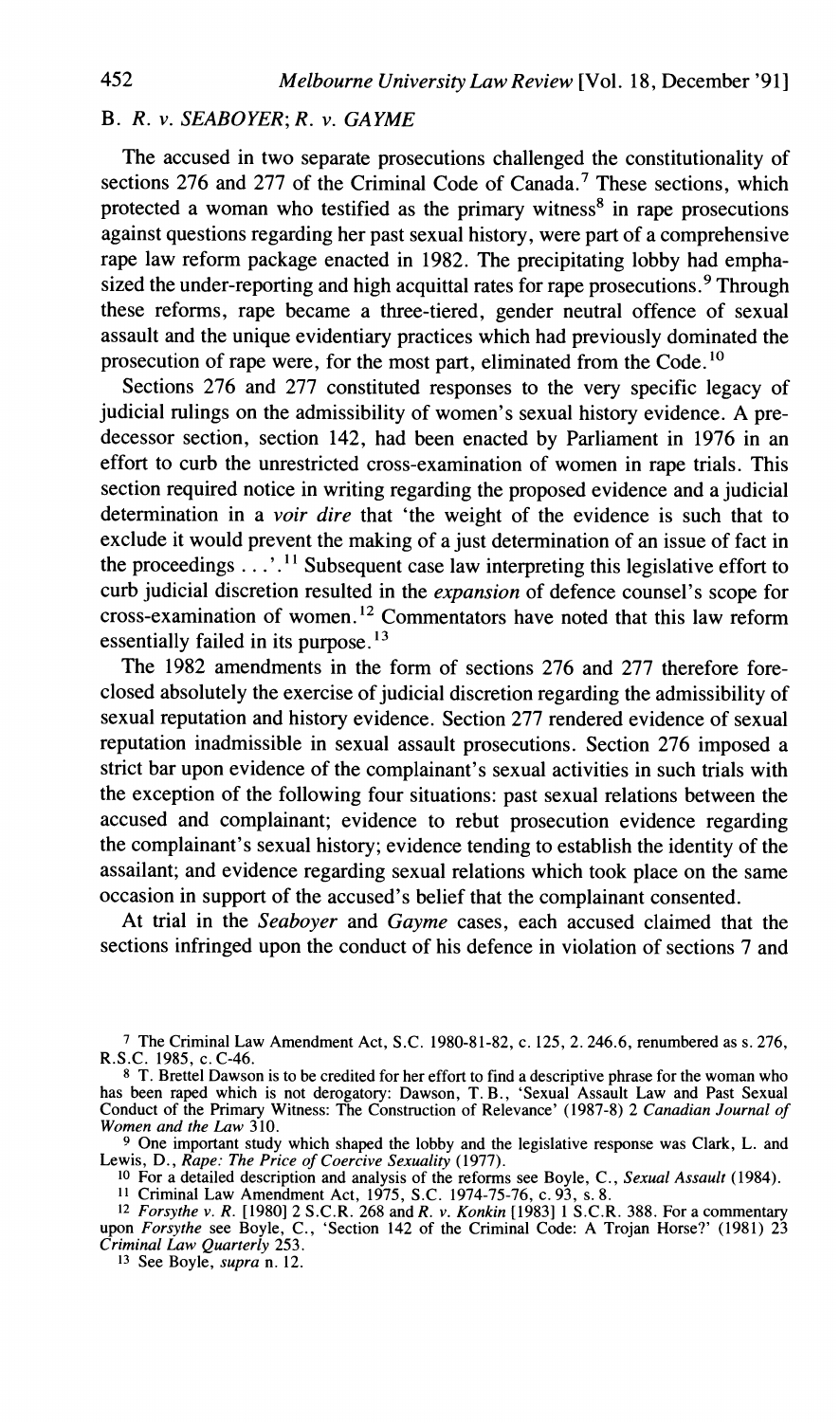### B. *R. v. SEABOYER*; *R. v. GAYME*

The accused in two separate prosecutions challenged the constitutionality of sections 276 and 277 of the Criminal Code of Canada.[7] These sections, which protected a woman who testified as the primary witness[8] in rape prosecutions against questions regarding her past sexual history, were part of a comprehensive rape law reform package enacted in 1982. The precipitating lobby had emphasized the under-reporting and high acquittal rates for rape prosecutions.[9] Through these reforms, rape became a three-tiered, gender neutral offence of sexual assault and the unique evidentiary practices which had previously dominated the prosecution of rape were, for the most part, eliminated from the Code.[10]

Sections 276 and 277 constituted responses to the very specific legacy of judicial rulings on the admissibility of women's sexual history evidence. A predecessor section, section 142, had been enacted by Parliament in 1976 in an effort to curb the unrestricted cross-examination of women in rape trials. This section required notice in writing regarding the proposed evidence and a judicial determination in a *voir dire* that 'the weight of the evidence is such that to exclude it would prevent the making of a just determination of an issue of fact in the proceedings . . .'.[11] Subsequent case law interpreting this legislative effort to curb judicial discretion resulted in the *expansion* of defence counsel's scope for cross-examination of women.[12] Commentators have noted that this law reform essentially failed in its purpose.[13]

The 1982 amendments in the form of sections 276 and 277 therefore foreclosed absolutely the exercise of judicial discretion regarding the admissibility of sexual reputation and history evidence. Section 277 rendered evidence of sexual reputation inadmissible in sexual assault prosecutions. Section 276 imposed a strict bar upon evidence of the complainant's sexual activities in such trials with the exception of the following four situations: past sexual relations between the accused and complainant; evidence to rebut prosecution evidence regarding the complainant's sexual history; evidence tending to establish the identity of the assailant; and evidence regarding sexual relations which took place on the same occasion in support of the accused's belief that the complainant consented.

At trial in the *Seaboyer* and *Gayme* cases, each accused claimed that the sections infringed upon the conduct of his defence in violation of sections 7 and

---

[7] The Criminal Law Amendment Act, S.C. 1980-81-82, c. 125, 2. 246.6, renumbered as s. 276, R.S.C. 1985, c. C-46.

[8] T. Brettel Dawson is to be credited for her effort to find a descriptive phrase for the woman who has been raped which is not derogatory: Dawson, T. B., 'Sexual Assault Law and Past Sexual Conduct of the Primary Witness: The Construction of Relevance' (1987-8) 2 *Canadian Journal of Women and the Law* 310.

[9] One important study which shaped the lobby and the legislative response was Clark, L. and Lewis, D., *Rape: The Price of Coercive Sexuality* (1977).

[10] For a detailed description and analysis of the reforms see Boyle, C., *Sexual Assault* (1984).

[11] Criminal Law Amendment Act, 1975, S.C. 1974-75-76, c. 93, s. 8.

[12] *Forsythe v. R.* [1980] 2 S.C.R. 268 and *R. v. Konkin* [1983] 1 S.C.R. 388. For a commentary upon *Forsythe* see Boyle, C., 'Section 142 of the Criminal Code: A Trojan Horse?' (1981) 23 *Criminal Law Quarterly* 253.

[13] See Boyle, *supra* n. 12.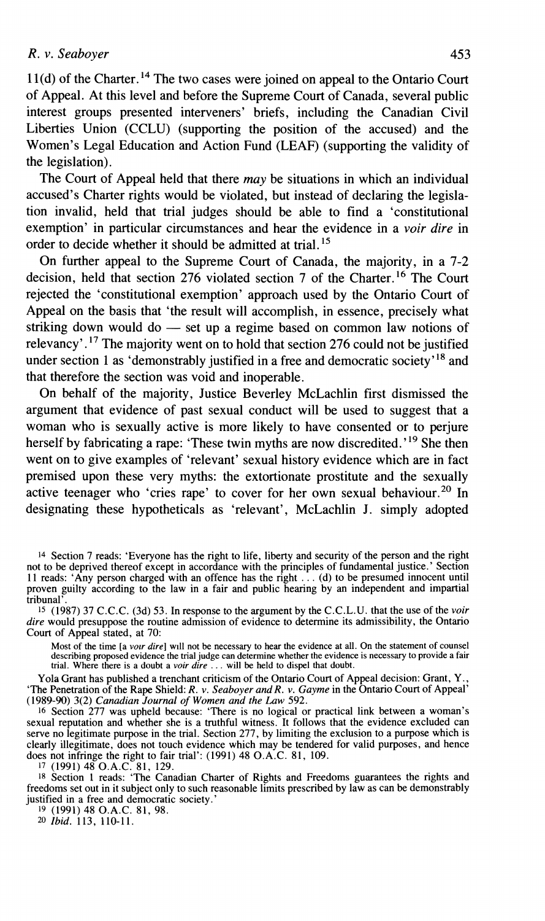11(d) of the Charter.[14] The two cases were joined on appeal to the Ontario Court of Appeal. At this level and before the Supreme Court of Canada, several public interest groups presented interveners' briefs, including the Canadian Civil Liberties Union (CCLU) (supporting the position of the accused) and the Women's Legal Education and Action Fund (LEAF) (supporting the validity of the legislation).

The Court of Appeal held that there *may* be situations in which an individual accused's Charter rights would be violated, but instead of declaring the legislation invalid, held that trial judges should be able to find a 'constitutional exemption' in particular circumstances and hear the evidence in a *voir dire* in order to decide whether it should be admitted at trial.[15]

On further appeal to the Supreme Court of Canada, the majority, in a 7-2 decision, held that section 276 violated section 7 of the Charter.[16] The Court rejected the 'constitutional exemption' approach used by the Ontario Court of Appeal on the basis that 'the result will accomplish, in essence, precisely what striking down would do — set up a regime based on common law notions of relevancy'.[17] The majority went on to hold that section 276 could not be justified under section 1 as 'demonstrably justified in a free and democratic society'[18] and that therefore the section was void and inoperable.

On behalf of the majority, Justice Beverley McLachlin first dismissed the argument that evidence of past sexual conduct will be used to suggest that a woman who is sexually active is more likely to have consented or to perjure herself by fabricating a rape: 'These twin myths are now discredited.'[19] She then went on to give examples of 'relevant' sexual history evidence which are in fact premised upon these very myths: the extortionate prostitute and the sexually active teenager who 'cries rape' to cover for her own sexual behaviour.[20] In designating these hypotheticals as 'relevant', McLachlin J. simply adopted

---

[14] Section 7 reads: 'Everyone has the right to life, liberty and security of the person and the right not to be deprived thereof except in accordance with the principles of fundamental justice.' Section 11 reads: 'Any person charged with an offence has the right ... (d) to be presumed innocent until proven guilty according to the law in a fair and public hearing by an independent and impartial tribunal'.

[15] (1987) 37 C.C.C. (3d) 53. In response to the argument by the C.C.L.U. that the use of the *voir dire* would presuppose the routine admission of evidence to determine its admissibility, the Ontario Court of Appeal stated, at 70:

> Most of the time [a *voir dire*] will not be necessary to hear the evidence at all. On the statement of counsel describing proposed evidence the trial judge can determine whether the evidence is necessary to provide a fair trial. Where there is a doubt a *voir dire* ... will be held to dispel that doubt.

Yola Grant has published a trenchant criticism of the Ontario Court of Appeal decision: Grant, Y., 'The Penetration of the Rape Shield: *R. v. Seaboyer and R. v. Gayme* in the Ontario Court of Appeal' (1989-90) 3(2) *Canadian Journal of Women and the Law* 592.

[16] Section 277 was upheld because: 'There is no logical or practical link between a woman's sexual reputation and whether she is a truthful witness. It follows that the evidence excluded can serve no legitimate purpose in the trial. Section 277, by limiting the exclusion to a purpose which is clearly illegitimate, does not touch evidence which may be tendered for valid purposes, and hence does not infringe the right to fair trial': (1991) 48 O.A.C. 81, 109.

[17] (1991) 48 O.A.C. 81, 129.

[18] Section 1 reads: 'The Canadian Charter of Rights and Freedoms guarantees the rights and freedoms set out in it subject only to such reasonable limits prescribed by law as can be demonstrably justified in a free and democratic society.'

[19] (1991) 48 O.A.C. 81, 98.

[20] *Ibid.* 113, 110-11.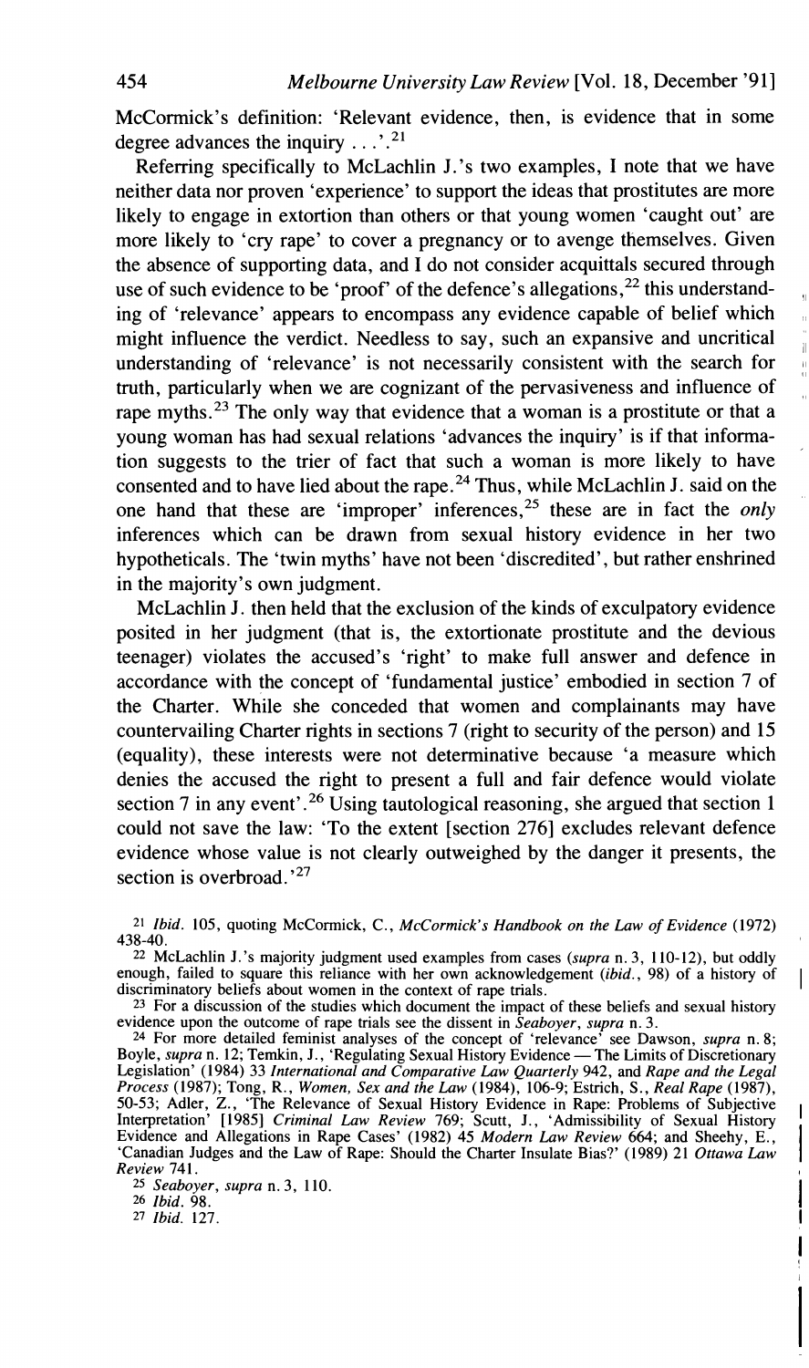McCormick's definition: 'Relevant evidence, then, is evidence that in some degree advances the inquiry . . .'.[21]

Referring specifically to McLachlin J.'s two examples, I note that we have neither data nor proven 'experience' to support the ideas that prostitutes are more likely to engage in extortion than others or that young women 'caught out' are more likely to 'cry rape' to cover a pregnancy or to avenge themselves. Given the absence of supporting data, and I do not consider acquittals secured through use of such evidence to be 'proof' of the defence's allegations,[22] this understanding of 'relevance' appears to encompass any evidence capable of belief which might influence the verdict. Needless to say, such an expansive and uncritical understanding of 'relevance' is not necessarily consistent with the search for truth, particularly when we are cognizant of the pervasiveness and influence of rape myths.[23] The only way that evidence that a woman is a prostitute or that a young woman has had sexual relations 'advances the inquiry' is if that information suggests to the trier of fact that such a woman is more likely to have consented and to have lied about the rape.[24] Thus, while McLachlin J. said on the one hand that these are 'improper' inferences,[25] these are in fact the *only* inferences which can be drawn from sexual history evidence in her two hypotheticals. The 'twin myths' have not been 'discredited', but rather enshrined in the majority's own judgment.

McLachlin J. then held that the exclusion of the kinds of exculpatory evidence posited in her judgment (that is, the extortionate prostitute and the devious teenager) violates the accused's 'right' to make full answer and defence in accordance with the concept of 'fundamental justice' embodied in section 7 of the Charter. While she conceded that women and complainants may have countervailing Charter rights in sections 7 (right to security of the person) and 15 (equality), these interests were not determinative because 'a measure which denies the accused the right to present a full and fair defence would violate section 7 in any event'.[26] Using tautological reasoning, she argued that section 1 could not save the law: 'To the extent [section 276] excludes relevant defence evidence whose value is not clearly outweighed by the danger it presents, the section is overbroad.'[27]

---

[21] *Ibid.* 105, quoting McCormick, C., *McCormick's Handbook on the Law of Evidence* (1972) 438-40.

[22] McLachlin J.'s majority judgment used examples from cases (*supra* n. 3, 110-12), but oddly enough, failed to square this reliance with her own acknowledgement (*ibid.*, 98) of a history of discriminatory beliefs about women in the context of rape trials.

[23] For a discussion of the studies which document the impact of these beliefs and sexual history evidence upon the outcome of rape trials see the dissent in *Seaboyer*, *supra* n. 3.

[24] For more detailed feminist analyses of the concept of 'relevance' see Dawson, *supra* n. 8; Boyle, *supra* n. 12; Temkin, J., 'Regulating Sexual History Evidence — The Limits of Discretionary Legislation' (1984) 33 *International and Comparative Law Quarterly* 942, and *Rape and the Legal Process* (1987); Tong, R., *Women, Sex and the Law* (1984), 106-9; Estrich, S., *Real Rape* (1987), 50-53; Adler, Z., 'The Relevance of Sexual History Evidence in Rape: Problems of Subjective Interpretation' [1985] *Criminal Law Review* 769; Scutt, J., 'Admissibility of Sexual History Evidence and Allegations in Rape Cases' (1982) 45 *Modern Law Review* 664; and Sheehy, E., 'Canadian Judges and the Law of Rape: Should the Charter Insulate Bias?' (1989) 21 *Ottawa Law Review* 741.

[25] *Seaboyer*, *supra* n. 3, 110.

[26] *Ibid.* 98.

[27] *Ibid.* 127.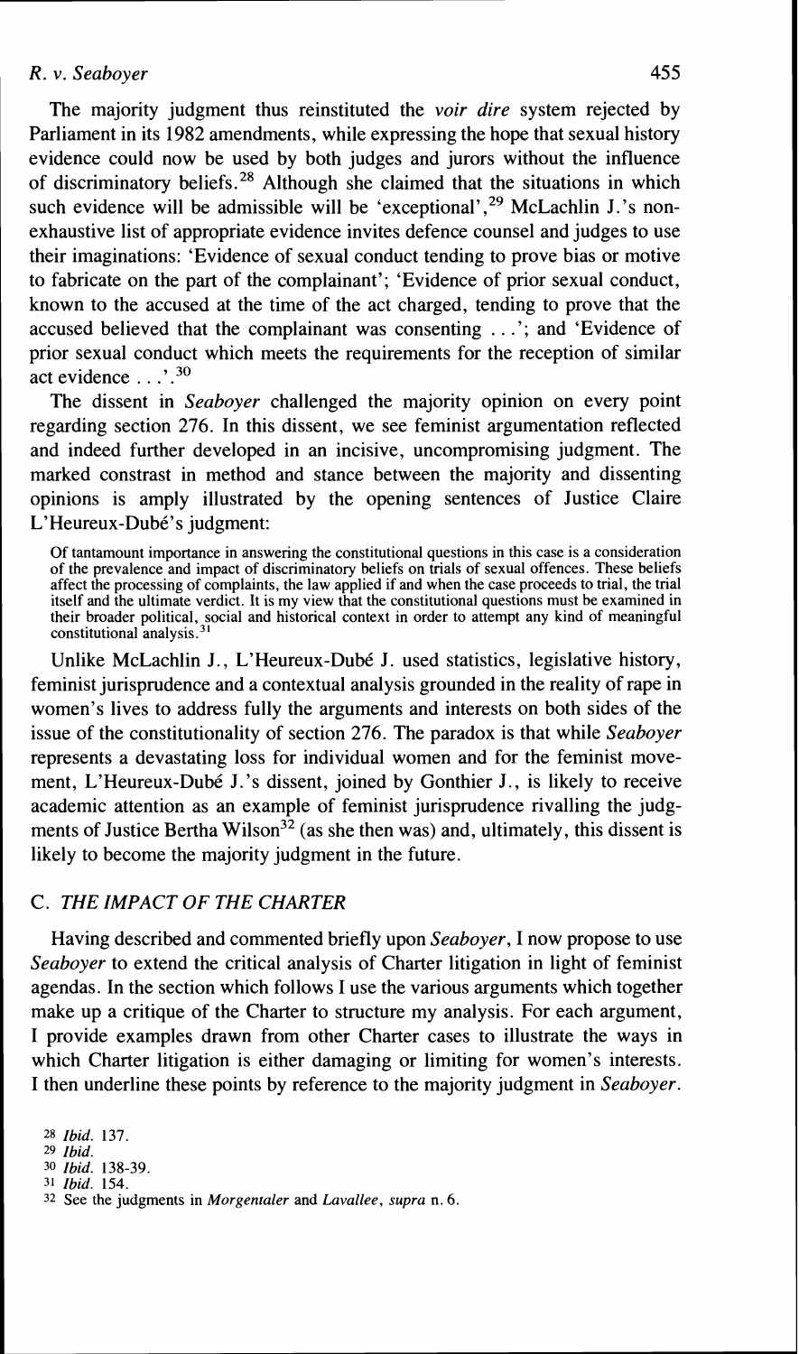The majority judgment thus reinstituted the *voir dire* system rejected by Parliament in its 1982 amendments, while expressing the hope that sexual history evidence could now be used by both judges and jurors without the influence of discriminatory beliefs.[28] Although she claimed that the situations in which such evidence will be admissible will be 'exceptional',[29] McLachlin J.'s non-exhaustive list of appropriate evidence invites defence counsel and judges to use their imaginations: 'Evidence of sexual conduct tending to prove bias or motive to fabricate on the part of the complainant'; 'Evidence of prior sexual conduct, known to the accused at the time of the act charged, tending to prove that the accused believed that the complainant was consenting . . .'; and 'Evidence of prior sexual conduct which meets the requirements for the reception of similar act evidence . . .'.[30]

The dissent in *Seaboyer* challenged the majority opinion on every point regarding section 276. In this dissent, we see feminist argumentation reflected and indeed further developed in an incisive, uncompromising judgment. The marked constrast in method and stance between the majority and dissenting opinions is amply illustrated by the opening sentences of Justice Claire L'Heureux-Dubé's judgment:

> Of tantamount importance in answering the constitutional questions in this case is a consideration of the prevalence and impact of discriminatory beliefs on trials of sexual offences. These beliefs affect the processing of complaints, the law applied if and when the case proceeds to trial, the trial itself and the ultimate verdict. It is my view that the constitutional questions must be examined in their broader political, social and historical context in order to attempt any kind of meaningful constitutional analysis.[31]

Unlike McLachlin J., L'Heureux-Dubé J. used statistics, legislative history, feminist jurisprudence and a contextual analysis grounded in the reality of rape in women's lives to address fully the arguments and interests on both sides of the issue of the constitutionality of section 276. The paradox is that while *Seaboyer* represents a devastating loss for individual women and for the feminist movement, L'Heureux-Dubé J.'s dissent, joined by Gonthier J., is likely to receive academic attention as an example of feminist jurisprudence rivalling the judgments of Justice Bertha Wilson[32] (as she then was) and, ultimately, this dissent is likely to become the majority judgment in the future.

## C. *THE IMPACT OF THE CHARTER*

Having described and commented briefly upon *Seaboyer*, I now propose to use *Seaboyer* to extend the critical analysis of Charter litigation in light of feminist agendas. In the section which follows I use the various arguments which together make up a critique of the Charter to structure my analysis. For each argument, I provide examples drawn from other Charter cases to illustrate the ways in which Charter litigation is either damaging or limiting for women's interests. I then underline these points by reference to the majority judgment in *Seaboyer*.

[28] *Ibid.* 137.
[29] *Ibid.*
[30] *Ibid.* 138-39.
[31] *Ibid.* 154.
[32] See the judgments in *Morgentaler* and *Lavallee*, *supra* n. 6.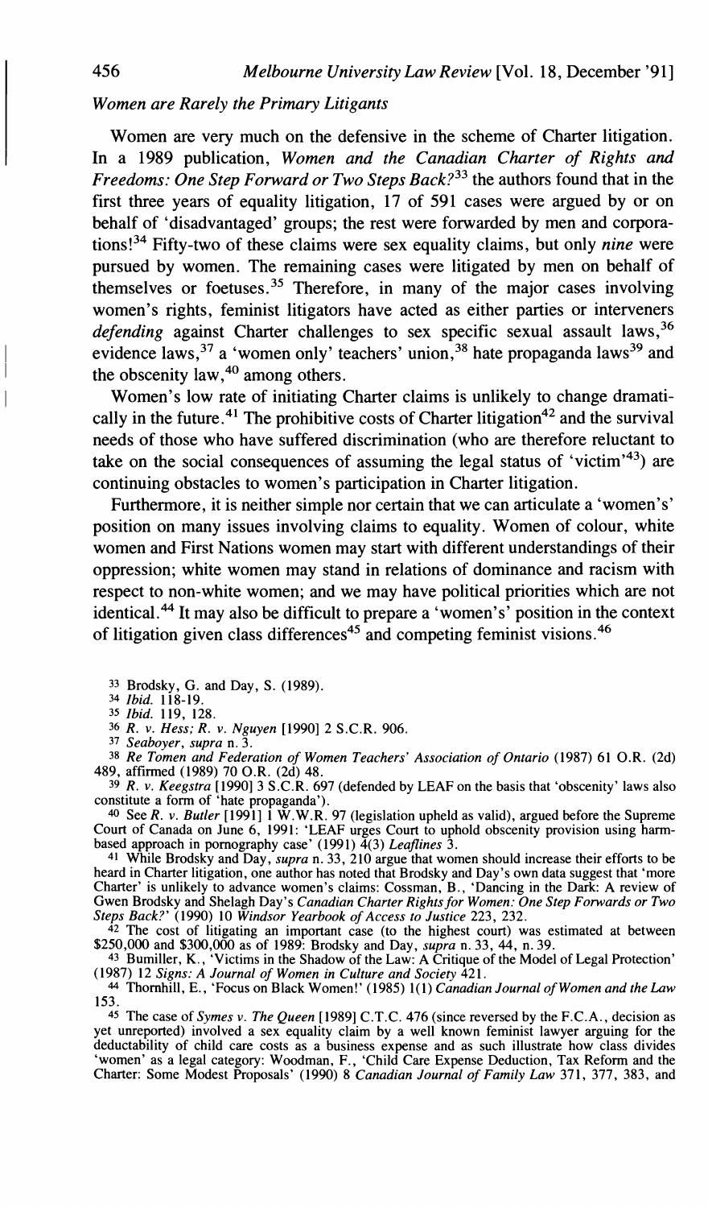*Women are Rarely the Primary Litigants*

Women are very much on the defensive in the scheme of Charter litigation. In a 1989 publication, *Women and the Canadian Charter of Rights and Freedoms: One Step Forward or Two Steps Back?*[33] the authors found that in the first three years of equality litigation, 17 of 591 cases were argued by or on behalf of 'disadvantaged' groups; the rest were forwarded by men and corporations![34] Fifty-two of these claims were sex equality claims, but only *nine* were pursued by women. The remaining cases were litigated by men on behalf of themselves or foetuses.[35] Therefore, in many of the major cases involving women's rights, feminist litigators have acted as either parties or interveners *defending* against Charter challenges to sex specific sexual assault laws,[36] evidence laws,[37] a 'women only' teachers' union,[38] hate propaganda laws[39] and the obscenity law,[40] among others.

Women's low rate of initiating Charter claims is unlikely to change dramatically in the future.[41] The prohibitive costs of Charter litigation[42] and the survival needs of those who have suffered discrimination (who are therefore reluctant to take on the social consequences of assuming the legal status of 'victim'[43]) are continuing obstacles to women's participation in Charter litigation.

Furthermore, it is neither simple nor certain that we can articulate a 'women's' position on many issues involving claims to equality. Women of colour, white women and First Nations women may start with different understandings of their oppression; white women may stand in relations of dominance and racism with respect to non-white women; and we may have political priorities which are not identical.[44] It may also be difficult to prepare a 'women's' position in the context of litigation given class differences[45] and competing feminist visions.[46]

33 Brodsky, G. and Day, S. (1989).

34 *Ibid.* 118-19.

35 *Ibid.* 119, 128.

36 *R. v. Hess; R. v. Nguyen* [1990] 2 S.C.R. 906.

37 *Seaboyer, supra* n. 3.

38 *Re Tomen and Federation of Women Teachers' Association of Ontario* (1987) 61 O.R. (2d) 489, affirmed (1989) 70 O.R. (2d) 48.

39 *R. v. Keegstra* [1990] 3 S.C.R. 697 (defended by LEAF on the basis that 'obscenity' laws also constitute a form of 'hate propaganda').

40 See *R. v. Butler* [1991] 1 W.W.R. 97 (legislation upheld as valid), argued before the Supreme Court of Canada on June 6, 1991: 'LEAF urges Court to uphold obscenity provision using harm-based approach in pornography case' (1991) 4(3) *Leaflines* 3.

41 While Brodsky and Day, *supra* n. 33, 210 argue that women should increase their efforts to be heard in Charter litigation, one author has noted that Brodsky and Day's own data suggest that 'more Charter' is unlikely to advance women's claims: Cossman, B., 'Dancing in the Dark: A review of Gwen Brodsky and Shelagh Day's *Canadian Charter Rights for Women: One Step Forwards or Two Steps Back?*' (1990) 10 *Windsor Yearbook of Access to Justice* 223, 232.

42 The cost of litigating an important case (to the highest court) was estimated at between \$250,000 and \$300,000 as of 1989: Brodsky and Day, *supra* n. 33, 44, n. 39.

43 Bumiller, K., 'Victims in the Shadow of the Law: A Critique of the Model of Legal Protection' (1987) 12 *Signs: A Journal of Women in Culture and Society* 421.

44 Thornhill, E., 'Focus on Black Women!' (1985) 1(1) *Canadian Journal of Women and the Law* 153.

45 The case of *Symes v. The Queen* [1989] C.T.C. 476 (since reversed by the F.C.A., decision as yet unreported) involved a sex equality claim by a well known feminist lawyer arguing for the deductability of child care costs as a business expense and as such illustrate how class divides 'women' as a legal category: Woodman, F., 'Child Care Expense Deduction, Tax Reform and the Charter: Some Modest Proposals' (1990) 8 *Canadian Journal of Family Law* 371, 377, 383, and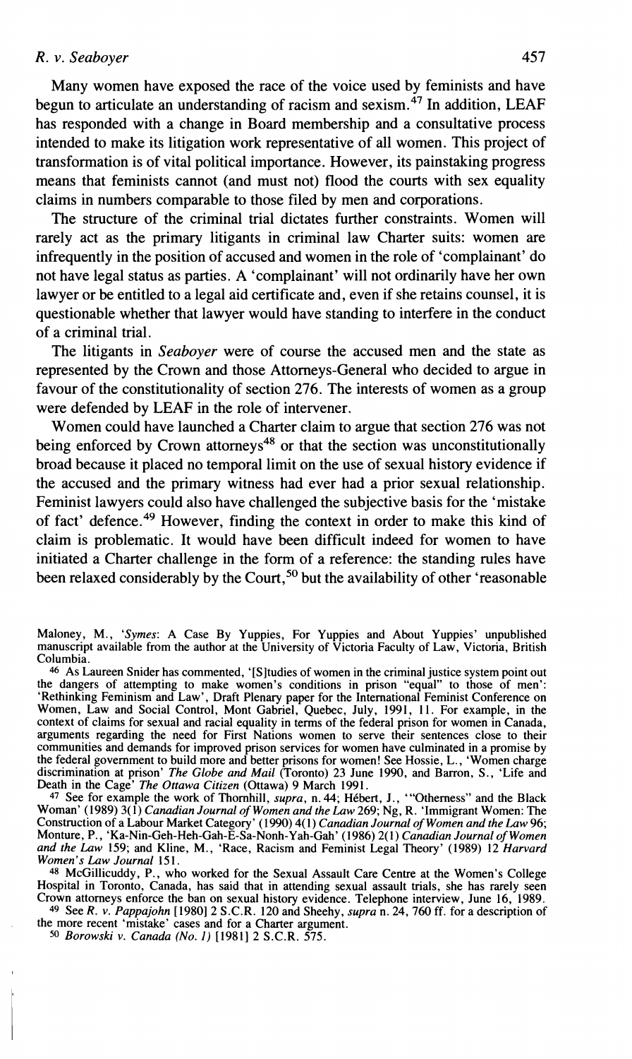Many women have exposed the race of the voice used by feminists and have begun to articulate an understanding of racism and sexism.[47] In addition, LEAF has responded with a change in Board membership and a consultative process intended to make its litigation work representative of all women. This project of transformation is of vital political importance. However, its painstaking progress means that feminists cannot (and must not) flood the courts with sex equality claims in numbers comparable to those filed by men and corporations.

The structure of the criminal trial dictates further constraints. Women will rarely act as the primary litigants in criminal law Charter suits: women are infrequently in the position of accused and women in the role of 'complainant' do not have legal status as parties. A 'complainant' will not ordinarily have her own lawyer or be entitled to a legal aid certificate and, even if she retains counsel, it is questionable whether that lawyer would have standing to interfere in the conduct of a criminal trial.

The litigants in *Seaboyer* were of course the accused men and the state as represented by the Crown and those Attorneys-General who decided to argue in favour of the constitutionality of section 276. The interests of women as a group were defended by LEAF in the role of intervener.

Women could have launched a Charter claim to argue that section 276 was not being enforced by Crown attorneys[48] or that the section was unconstitutionally broad because it placed no temporal limit on the use of sexual history evidence if the accused and the primary witness had ever had a prior sexual relationship. Feminist lawyers could also have challenged the subjective basis for the 'mistake of fact' defence.[49] However, finding the context in order to make this kind of claim is problematic. It would have been difficult indeed for women to have initiated a Charter challenge in the form of a reference: the standing rules have been relaxed considerably by the Court,[50] but the availability of other 'reasonable

---

Maloney, M., '*Symes*: A Case By Yuppies, For Yuppies and About Yuppies' unpublished manuscript available from the author at the University of Victoria Faculty of Law, Victoria, British Columbia.

[46] As Laureen Snider has commented, '[S]tudies of women in the criminal justice system point out the dangers of attempting to make women's conditions in prison "equal" to those of men': 'Rethinking Feminism and Law', Draft Plenary paper for the International Feminist Conference on Women, Law and Social Control, Mont Gabriel, Quebec, July, 1991, 11. For example, in the context of claims for sexual and racial equality in terms of the federal prison for women in Canada, arguments regarding the need for First Nations women to serve their sentences close to their communities and demands for improved prison services for women have culminated in a promise by the federal government to build more and better prisons for women! See Hossie, L., 'Women charge discrimination at prison' *The Globe and Mail* (Toronto) 23 June 1990, and Barron, S., 'Life and Death in the Cage' *The Ottawa Citizen* (Ottawa) 9 March 1991.

[47] See for example the work of Thornhill, *supra*, n. 44; Hébert, J., '"Otherness" and the Black Woman' (1989) 3(1) *Canadian Journal of Women and the Law* 269; Ng, R. 'Immigrant Women: The Construction of a Labour Market Category' (1990) 4(1) *Canadian Journal of Women and the Law* 96; Monture, P., 'Ka-Nin-Geh-Heh-Gah-E-Sa-Nonh-Yah-Gah' (1986) 2(1) *Canadian Journal of Women and the Law* 159; and Kline, M., 'Race, Racism and Feminist Legal Theory' (1989) 12 *Harvard Women's Law Journal* 151.

[48] McGillicuddy, P., who worked for the Sexual Assault Care Centre at the Women's College Hospital in Toronto, Canada, has said that in attending sexual assault trials, she has rarely seen Crown attorneys enforce the ban on sexual history evidence. Telephone interview, June 16, 1989.

[49] See *R. v. Pappajohn* [1980] 2 S.C.R. 120 and Sheehy, *supra* n. 24, 760 ff. for a description of the more recent 'mistake' cases and for a Charter argument.

[50] *Borowski v. Canada (No. 1)* [1981] 2 S.C.R. 575.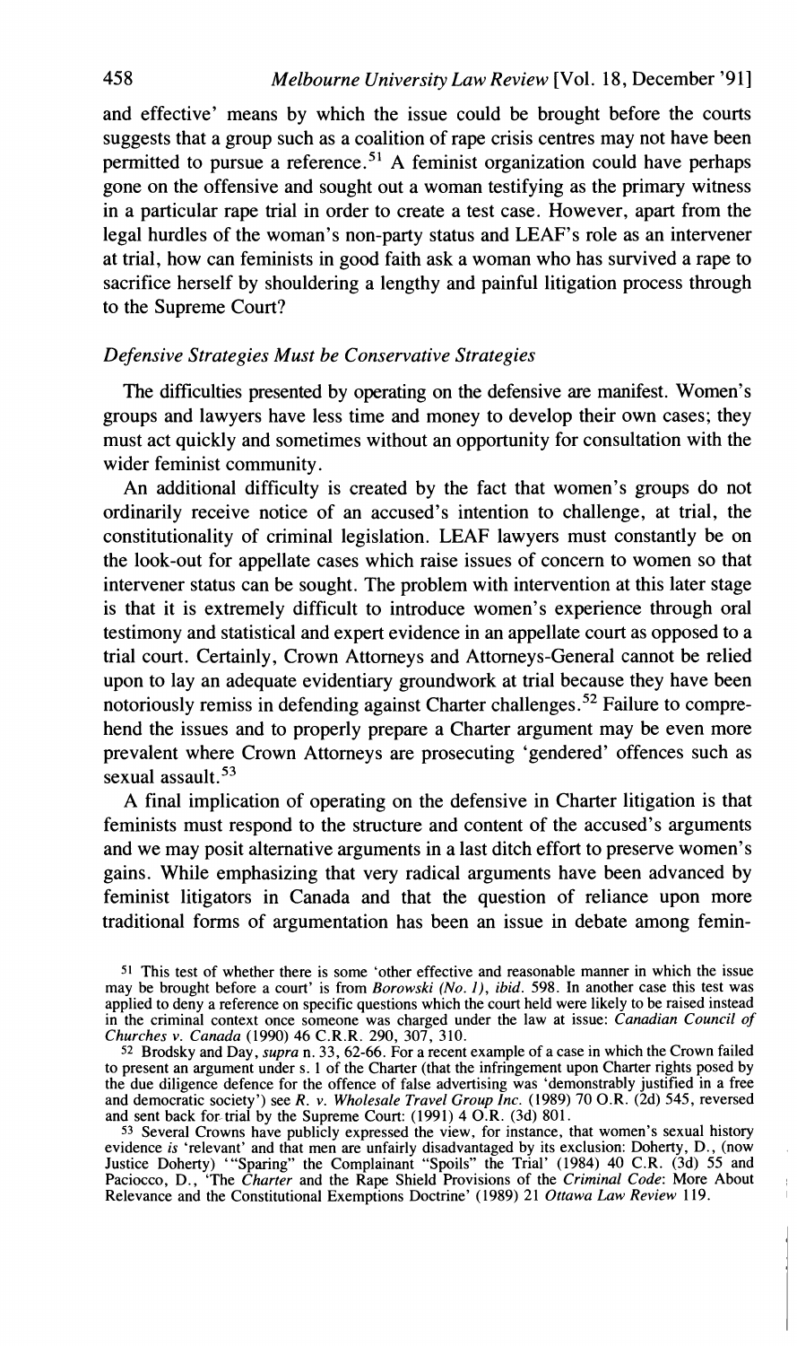and effective' means by which the issue could be brought before the courts suggests that a group such as a coalition of rape crisis centres may not have been permitted to pursue a reference.[51] A feminist organization could have perhaps gone on the offensive and sought out a woman testifying as the primary witness in a particular rape trial in order to create a test case. However, apart from the legal hurdles of the woman's non-party status and LEAF's role as an intervener at trial, how can feminists in good faith ask a woman who has survived a rape to sacrifice herself by shouldering a lengthy and painful litigation process through to the Supreme Court?

### *Defensive Strategies Must be Conservative Strategies*

The difficulties presented by operating on the defensive are manifest. Women's groups and lawyers have less time and money to develop their own cases; they must act quickly and sometimes without an opportunity for consultation with the wider feminist community.

An additional difficulty is created by the fact that women's groups do not ordinarily receive notice of an accused's intention to challenge, at trial, the constitutionality of criminal legislation. LEAF lawyers must constantly be on the look-out for appellate cases which raise issues of concern to women so that intervener status can be sought. The problem with intervention at this later stage is that it is extremely difficult to introduce women's experience through oral testimony and statistical and expert evidence in an appellate court as opposed to a trial court. Certainly, Crown Attorneys and Attorneys-General cannot be relied upon to lay an adequate evidentiary groundwork at trial because they have been notoriously remiss in defending against Charter challenges.[52] Failure to comprehend the issues and to properly prepare a Charter argument may be even more prevalent where Crown Attorneys are prosecuting 'gendered' offences such as sexual assault.[53]

A final implication of operating on the defensive in Charter litigation is that feminists must respond to the structure and content of the accused's arguments and we may posit alternative arguments in a last ditch effort to preserve women's gains. While emphasizing that very radical arguments have been advanced by feminist litigators in Canada and that the question of reliance upon more traditional forms of argumentation has been an issue in debate among femin-

[51] This test of whether there is some 'other effective and reasonable manner in which the issue may be brought before a court' is from *Borowski (No. 1)*, *ibid*. 598. In another case this test was applied to deny a reference on specific questions which the court held were likely to be raised instead in the criminal context once someone was charged under the law at issue: *Canadian Council of Churches v. Canada* (1990) 46 C.R.R. 290, 307, 310.

[52] Brodsky and Day, *supra* n. 33, 62-66. For a recent example of a case in which the Crown failed to present an argument under s. 1 of the Charter (that the infringement upon Charter rights posed by the due diligence defence for the offence of false advertising was 'demonstrably justified in a free and democratic society') see *R. v. Wholesale Travel Group Inc.* (1989) 70 O.R. (2d) 545, reversed and sent back for trial by the Supreme Court: (1991) 4 O.R. (3d) 801.

[53] Several Crowns have publicly expressed the view, for instance, that women's sexual history evidence *is* 'relevant' and that men are unfairly disadvantaged by its exclusion: Doherty, D., (now Justice Doherty) '"Sparing" the Complainant "Spoils" the Trial' (1984) 40 C.R. (3d) 55 and Paciocco, D., 'The *Charter* and the Rape Shield Provisions of the *Criminal Code*: More About Relevance and the Constitutional Exemptions Doctrine' (1989) 21 *Ottawa Law Review* 119.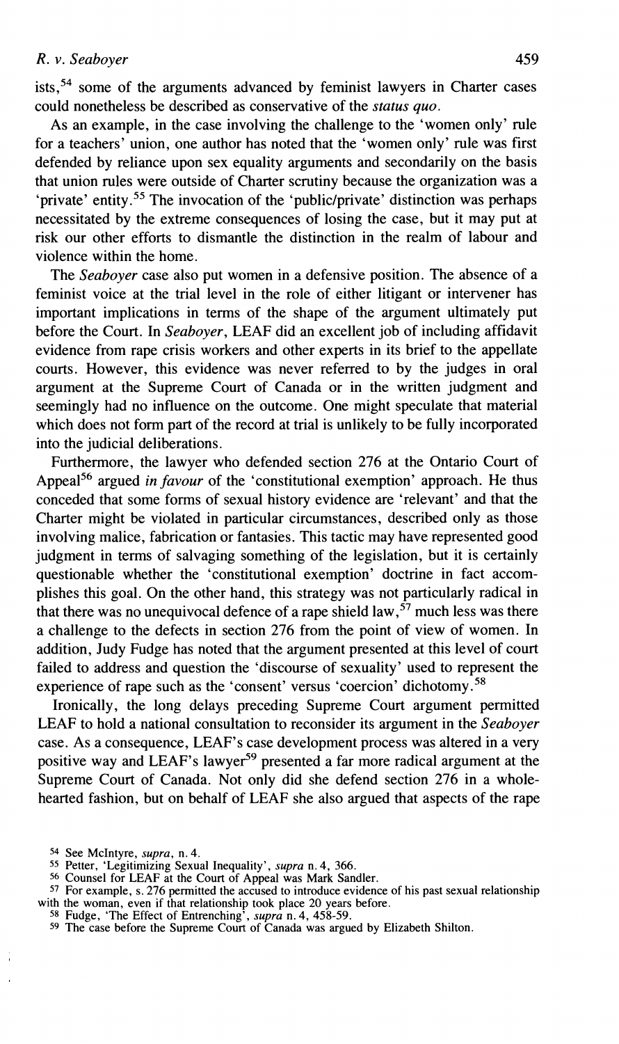ists,[54] some of the arguments advanced by feminist lawyers in Charter cases could nonetheless be described as conservative of the *status quo*.

As an example, in the case involving the challenge to the 'women only' rule for a teachers' union, one author has noted that the 'women only' rule was first defended by reliance upon sex equality arguments and secondarily on the basis that union rules were outside of Charter scrutiny because the organization was a 'private' entity.[55] The invocation of the 'public/private' distinction was perhaps necessitated by the extreme consequences of losing the case, but it may put at risk our other efforts to dismantle the distinction in the realm of labour and violence within the home.

The *Seaboyer* case also put women in a defensive position. The absence of a feminist voice at the trial level in the role of either litigant or intervener has important implications in terms of the shape of the argument ultimately put before the Court. In *Seaboyer*, LEAF did an excellent job of including affidavit evidence from rape crisis workers and other experts in its brief to the appellate courts. However, this evidence was never referred to by the judges in oral argument at the Supreme Court of Canada or in the written judgment and seemingly had no influence on the outcome. One might speculate that material which does not form part of the record at trial is unlikely to be fully incorporated into the judicial deliberations.

Furthermore, the lawyer who defended section 276 at the Ontario Court of Appeal[56] argued *in favour* of the 'constitutional exemption' approach. He thus conceded that some forms of sexual history evidence are 'relevant' and that the Charter might be violated in particular circumstances, described only as those involving malice, fabrication or fantasies. This tactic may have represented good judgment in terms of salvaging something of the legislation, but it is certainly questionable whether the 'constitutional exemption' doctrine in fact accomplishes this goal. On the other hand, this strategy was not particularly radical in that there was no unequivocal defence of a rape shield law,[57] much less was there a challenge to the defects in section 276 from the point of view of women. In addition, Judy Fudge has noted that the argument presented at this level of court failed to address and question the 'discourse of sexuality' used to represent the experience of rape such as the 'consent' versus 'coercion' dichotomy.[58]

Ironically, the long delays preceding Supreme Court argument permitted LEAF to hold a national consultation to reconsider its argument in the *Seaboyer* case. As a consequence, LEAF's case development process was altered in a very positive way and LEAF's lawyer[59] presented a far more radical argument at the Supreme Court of Canada. Not only did she defend section 276 in a wholehearted fashion, but on behalf of LEAF she also argued that aspects of the rape

---

[54] See McIntyre, *supra*, n. 4.

[55] Petter, 'Legitimizing Sexual Inequality', *supra* n. 4, 366.

[56] Counsel for LEAF at the Court of Appeal was Mark Sandler.

[57] For example, s. 276 permitted the accused to introduce evidence of his past sexual relationship with the woman, even if that relationship took place 20 years before.

[58] Fudge, 'The Effect of Entrenching', *supra* n. 4, 458-59.

[59] The case before the Supreme Court of Canada was argued by Elizabeth Shilton.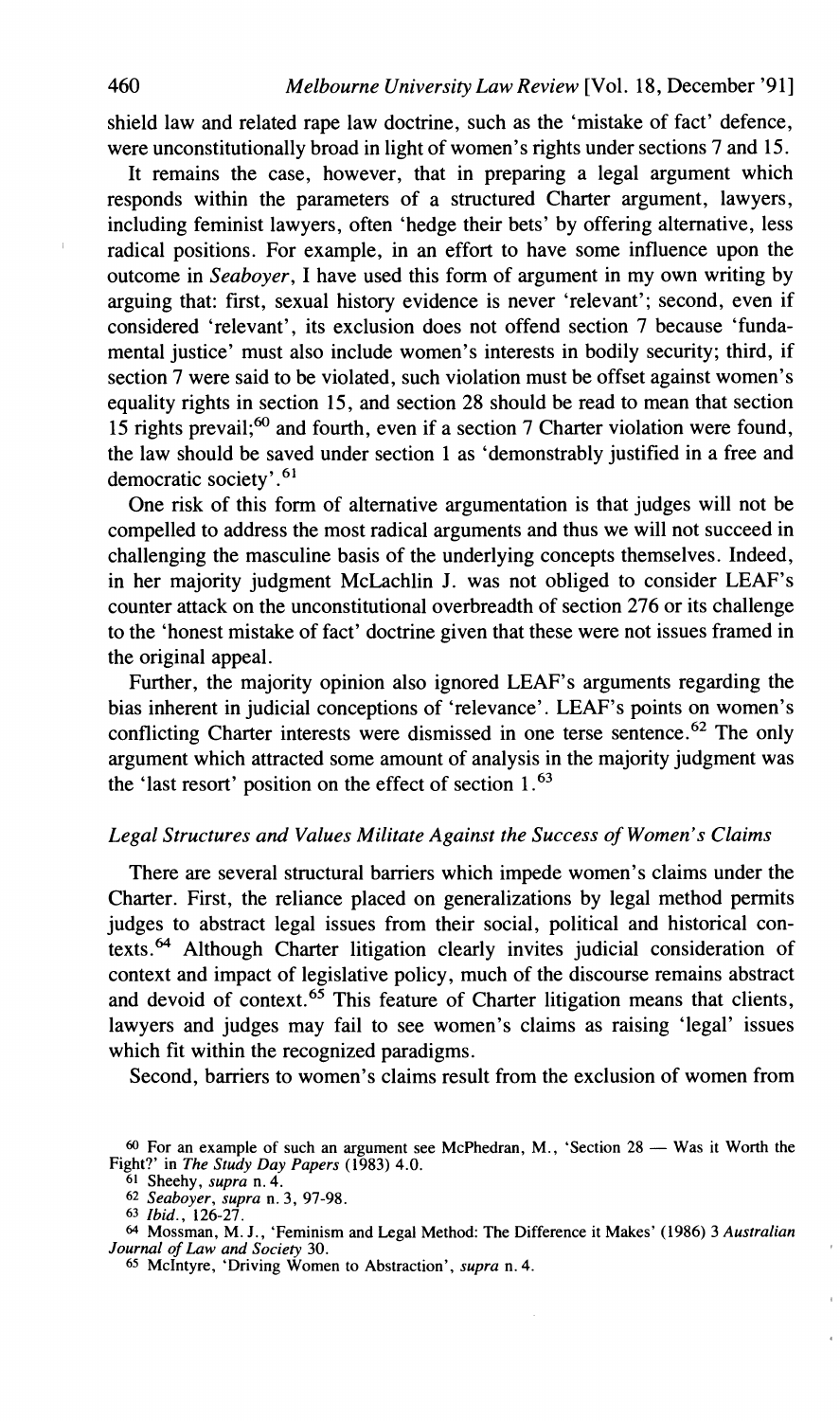shield law and related rape law doctrine, such as the 'mistake of fact' defence, were unconstitutionally broad in light of women's rights under sections 7 and 15.

It remains the case, however, that in preparing a legal argument which responds within the parameters of a structured Charter argument, lawyers, including feminist lawyers, often 'hedge their bets' by offering alternative, less radical positions. For example, in an effort to have some influence upon the outcome in *Seaboyer*, I have used this form of argument in my own writing by arguing that: first, sexual history evidence is never 'relevant'; second, even if considered 'relevant', its exclusion does not offend section 7 because 'fundamental justice' must also include women's interests in bodily security; third, if section 7 were said to be violated, such violation must be offset against women's equality rights in section 15, and section 28 should be read to mean that section 15 rights prevail;[60] and fourth, even if a section 7 Charter violation were found, the law should be saved under section 1 as 'demonstrably justified in a free and democratic society'.[61]

One risk of this form of alternative argumentation is that judges will not be compelled to address the most radical arguments and thus we will not succeed in challenging the masculine basis of the underlying concepts themselves. Indeed, in her majority judgment McLachlin J. was not obliged to consider LEAF's counter attack on the unconstitutional overbreadth of section 276 or its challenge to the 'honest mistake of fact' doctrine given that these were not issues framed in the original appeal.

Further, the majority opinion also ignored LEAF's arguments regarding the bias inherent in judicial conceptions of 'relevance'. LEAF's points on women's conflicting Charter interests were dismissed in one terse sentence.[62] The only argument which attracted some amount of analysis in the majority judgment was the 'last resort' position on the effect of section 1.[63]

### *Legal Structures and Values Militate Against the Success of Women's Claims*

There are several structural barriers which impede women's claims under the Charter. First, the reliance placed on generalizations by legal method permits judges to abstract legal issues from their social, political and historical contexts.[64] Although Charter litigation clearly invites judicial consideration of context and impact of legislative policy, much of the discourse remains abstract and devoid of context.[65] This feature of Charter litigation means that clients, lawyers and judges may fail to see women's claims as raising 'legal' issues which fit within the recognized paradigms.

Second, barriers to women's claims result from the exclusion of women from

---

60 For an example of such an argument see McPhedran, M., 'Section 28 — Was it Worth the Fight?' in *The Study Day Papers* (1983) 4.0.

61 Sheehy, *supra* n. 4.

62 *Seaboyer*, *supra* n. 3, 97-98.

63 *Ibid.*, 126-27.

64 Mossman, M. J., 'Feminism and Legal Method: The Difference it Makes' (1986) 3 *Australian Journal of Law and Society* 30.

65 McIntyre, 'Driving Women to Abstraction', *supra* n. 4.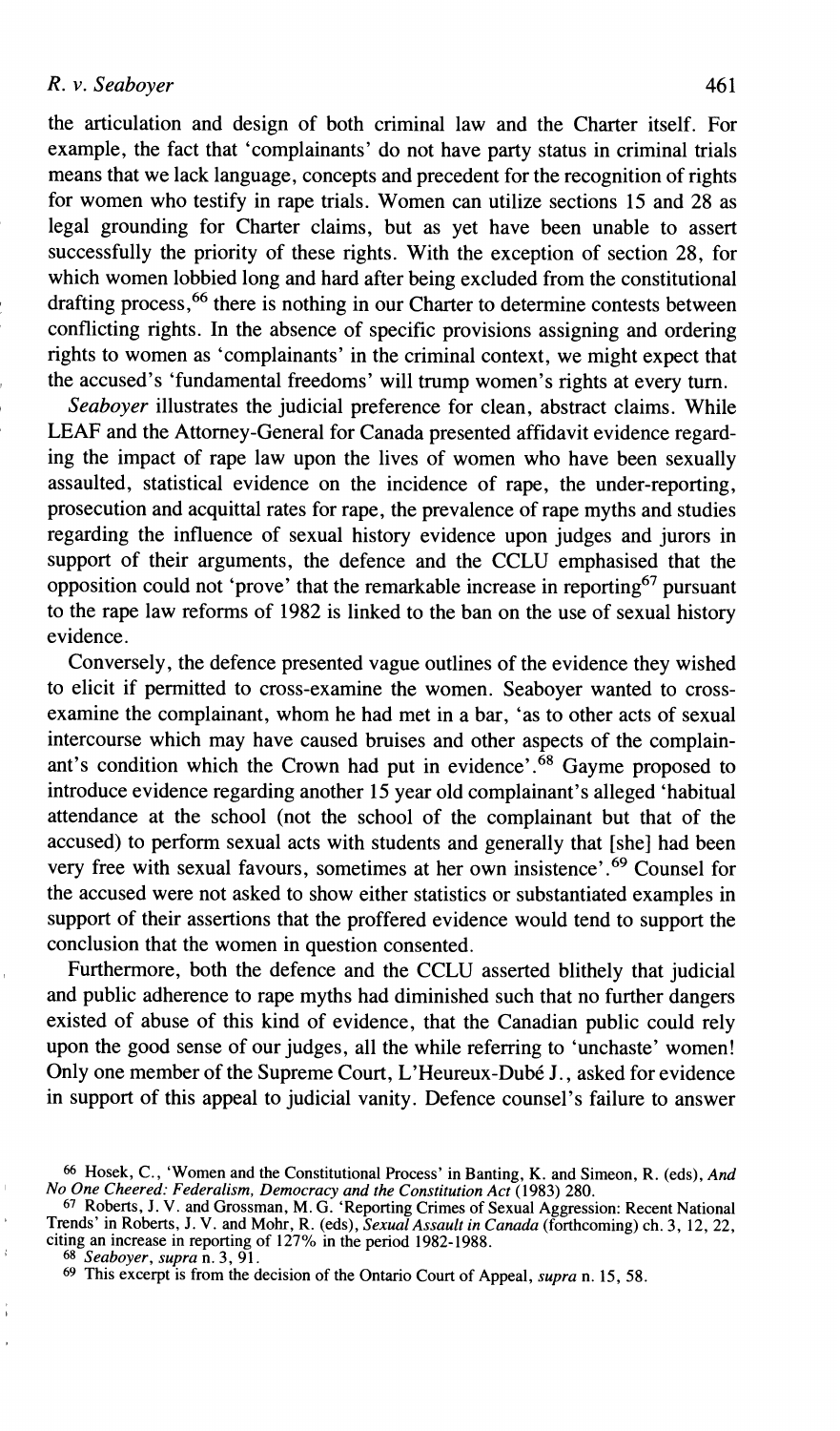the articulation and design of both criminal law and the Charter itself. For example, the fact that 'complainants' do not have party status in criminal trials means that we lack language, concepts and precedent for the recognition of rights for women who testify in rape trials. Women can utilize sections 15 and 28 as legal grounding for Charter claims, but as yet have been unable to assert successfully the priority of these rights. With the exception of section 28, for which women lobbied long and hard after being excluded from the constitutional drafting process,[66] there is nothing in our Charter to determine contests between conflicting rights. In the absence of specific provisions assigning and ordering rights to women as 'complainants' in the criminal context, we might expect that the accused's 'fundamental freedoms' will trump women's rights at every turn.

*Seaboyer* illustrates the judicial preference for clean, abstract claims. While LEAF and the Attorney-General for Canada presented affidavit evidence regarding the impact of rape law upon the lives of women who have been sexually assaulted, statistical evidence on the incidence of rape, the under-reporting, prosecution and acquittal rates for rape, the prevalence of rape myths and studies regarding the influence of sexual history evidence upon judges and jurors in support of their arguments, the defence and the CCLU emphasised that the opposition could not 'prove' that the remarkable increase in reporting[67] pursuant to the rape law reforms of 1982 is linked to the ban on the use of sexual history evidence.

Conversely, the defence presented vague outlines of the evidence they wished to elicit if permitted to cross-examine the women. Seaboyer wanted to cross-examine the complainant, whom he had met in a bar, 'as to other acts of sexual intercourse which may have caused bruises and other aspects of the complainant's condition which the Crown had put in evidence'.[68] Gayme proposed to introduce evidence regarding another 15 year old complainant's alleged 'habitual attendance at the school (not the school of the complainant but that of the accused) to perform sexual acts with students and generally that [she] had been very free with sexual favours, sometimes at her own insistence'.[69] Counsel for the accused were not asked to show either statistics or substantiated examples in support of their assertions that the proffered evidence would tend to support the conclusion that the women in question consented.

Furthermore, both the defence and the CCLU asserted blithely that judicial and public adherence to rape myths had diminished such that no further dangers existed of abuse of this kind of evidence, that the Canadian public could rely upon the good sense of our judges, all the while referring to 'unchaste' women! Only one member of the Supreme Court, L'Heureux-Dubé J., asked for evidence in support of this appeal to judicial vanity. Defence counsel's failure to answer

---

[66] Hosek, C., 'Women and the Constitutional Process' in Banting, K. and Simeon, R. (eds), *And No One Cheered: Federalism, Democracy and the Constitution Act* (1983) 280.

[67] Roberts, J. V. and Grossman, M. G. 'Reporting Crimes of Sexual Aggression: Recent National Trends' in Roberts, J. V. and Mohr, R. (eds), *Sexual Assault in Canada* (forthcoming) ch. 3, 12, 22, citing an increase in reporting of 127% in the period 1982-1988.

[68] *Seaboyer*, *supra* n. 3, 91.

[69] This excerpt is from the decision of the Ontario Court of Appeal, *supra* n. 15, 58.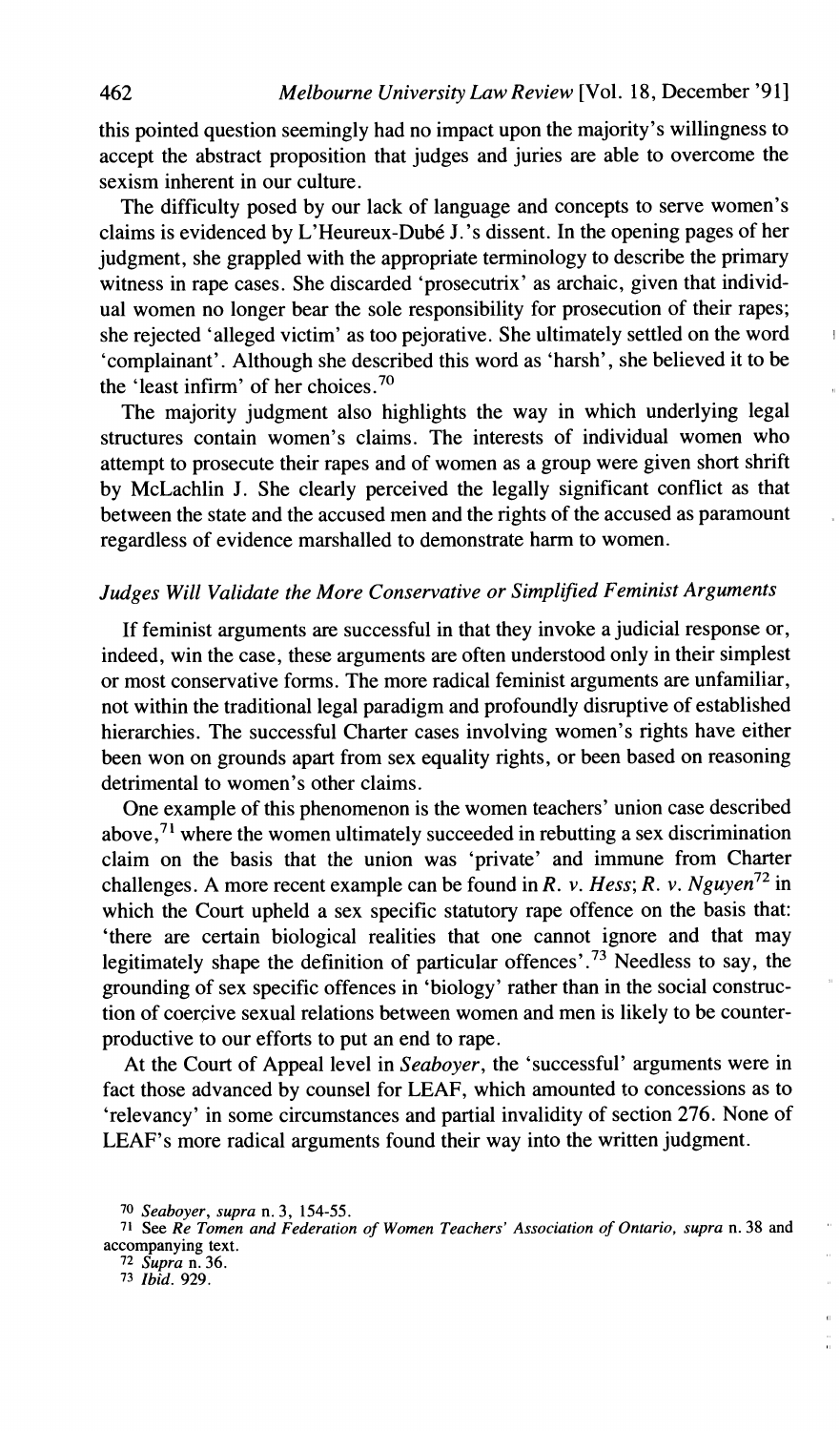this pointed question seemingly had no impact upon the majority's willingness to accept the abstract proposition that judges and juries are able to overcome the sexism inherent in our culture.

The difficulty posed by our lack of language and concepts to serve women's claims is evidenced by L'Heureux-Dubé J.'s dissent. In the opening pages of her judgment, she grappled with the appropriate terminology to describe the primary witness in rape cases. She discarded 'prosecutrix' as archaic, given that individual women no longer bear the sole responsibility for prosecution of their rapes; she rejected 'alleged victim' as too pejorative. She ultimately settled on the word 'complainant'. Although she described this word as 'harsh', she believed it to be the 'least infirm' of her choices.[70]

The majority judgment also highlights the way in which underlying legal structures contain women's claims. The interests of individual women who attempt to prosecute their rapes and of women as a group were given short shrift by McLachlin J. She clearly perceived the legally significant conflict as that between the state and the accused men and the rights of the accused as paramount regardless of evidence marshalled to demonstrate harm to women.

### *Judges Will Validate the More Conservative or Simplified Feminist Arguments*

If feminist arguments are successful in that they invoke a judicial response or, indeed, win the case, these arguments are often understood only in their simplest or most conservative forms. The more radical feminist arguments are unfamiliar, not within the traditional legal paradigm and profoundly disruptive of established hierarchies. The successful Charter cases involving women's rights have either been won on grounds apart from sex equality rights, or been based on reasoning detrimental to women's other claims.

One example of this phenomenon is the women teachers' union case described above,[71] where the women ultimately succeeded in rebutting a sex discrimination claim on the basis that the union was 'private' and immune from Charter challenges. A more recent example can be found in *R. v. Hess*; *R. v. Nguyen*[72] in which the Court upheld a sex specific statutory rape offence on the basis that: 'there are certain biological realities that one cannot ignore and that may legitimately shape the definition of particular offences'.[73] Needless to say, the grounding of sex specific offences in 'biology' rather than in the social construction of coercive sexual relations between women and men is likely to be counterproductive to our efforts to put an end to rape.

At the Court of Appeal level in *Seaboyer*, the 'successful' arguments were in fact those advanced by counsel for LEAF, which amounted to concessions as to 'relevancy' in some circumstances and partial invalidity of section 276. None of LEAF's more radical arguments found their way into the written judgment.

---

[70] *Seaboyer*, *supra* n. 3, 154-55.

[71] See *Re Tomen and Federation of Women Teachers' Association of Ontario*, *supra* n. 38 and accompanying text.

[72] *Supra* n. 36.

[73] *Ibid*. 929.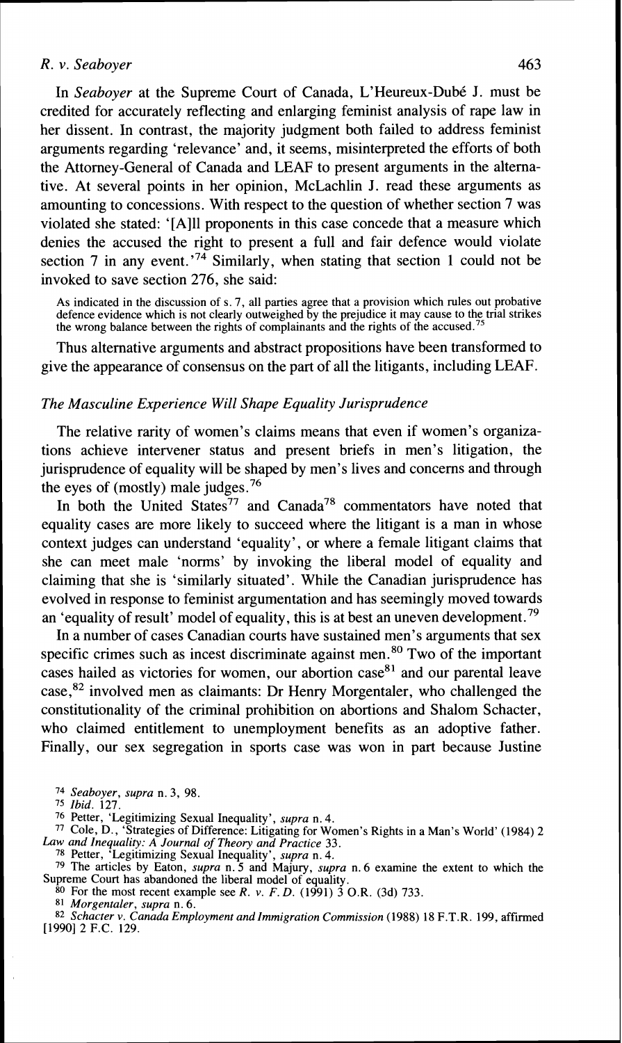In *Seaboyer* at the Supreme Court of Canada, L'Heureux-Dubé J. must be credited for accurately reflecting and enlarging feminist analysis of rape law in her dissent. In contrast, the majority judgment both failed to address feminist arguments regarding 'relevance' and, it seems, misinterpreted the efforts of both the Attorney-General of Canada and LEAF to present arguments in the alternative. At several points in her opinion, McLachlin J. read these arguments as amounting to concessions. With respect to the question of whether section 7 was violated she stated: '[A]ll proponents in this case concede that a measure which denies the accused the right to present a full and fair defence would violate section 7 in any event.'[74] Similarly, when stating that section 1 could not be invoked to save section 276, she said:

> As indicated in the discussion of s. 7, all parties agree that a provision which rules out probative defence evidence which is not clearly outweighed by the prejudice it may cause to the trial strikes the wrong balance between the rights of complainants and the rights of the accused.[75]

Thus alternative arguments and abstract propositions have been transformed to give the appearance of consensus on the part of all the litigants, including LEAF.

### *The Masculine Experience Will Shape Equality Jurisprudence*

The relative rarity of women's claims means that even if women's organizations achieve intervener status and present briefs in men's litigation, the jurisprudence of equality will be shaped by men's lives and concerns and through the eyes of (mostly) male judges.[76]

In both the United States[77] and Canada[78] commentators have noted that equality cases are more likely to succeed where the litigant is a man in whose context judges can understand 'equality', or where a female litigant claims that she can meet male 'norms' by invoking the liberal model of equality and claiming that she is 'similarly situated'. While the Canadian jurisprudence has evolved in response to feminist argumentation and has seemingly moved towards an 'equality of result' model of equality, this is at best an uneven development.[79]

In a number of cases Canadian courts have sustained men's arguments that sex specific crimes such as incest discriminate against men.[80] Two of the important cases hailed as victories for women, our abortion case[81] and our parental leave case,[82] involved men as claimants: Dr Henry Morgentaler, who challenged the constitutionality of the criminal prohibition on abortions and Shalom Schacter, who claimed entitlement to unemployment benefits as an adoptive father. Finally, our sex segregation in sports case was won in part because Justine

---

[74] *Seaboyer*, *supra* n. 3, 98.

[75] *Ibid.* 127.

[76] Petter, 'Legitimizing Sexual Inequality', *supra* n. 4.

[77] Cole, D., 'Strategies of Difference: Litigating for Women's Rights in a Man's World' (1984) 2 *Law and Inequality: A Journal of Theory and Practice* 33.

[78] Petter, 'Legitimizing Sexual Inequality', *supra* n. 4.

[79] The articles by Eaton, *supra* n. 5 and Majury, *supra* n. 6 examine the extent to which the Supreme Court has abandoned the liberal model of equality.

[80] For the most recent example see *R. v. F. D.* (1991) 3 O.R. (3d) 733.

[81] *Morgentaler*, *supra* n. 6.

[82] *Schacter v. Canada Employment and Immigration Commission* (1988) 18 F.T.R. 199, affirmed [1990] 2 F.C. 129.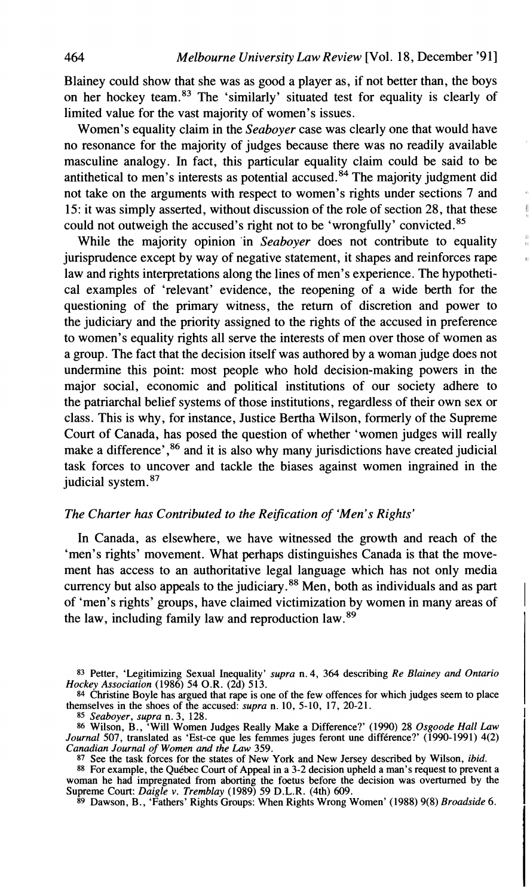Blainey could show that she was as good a player as, if not better than, the boys on her hockey team.[83] The 'similarly' situated test for equality is clearly of limited value for the vast majority of women's issues.

Women's equality claim in the *Seaboyer* case was clearly one that would have no resonance for the majority of judges because there was no readily available masculine analogy. In fact, this particular equality claim could be said to be antithetical to men's interests as potential accused.[84] The majority judgment did not take on the arguments with respect to women's rights under sections 7 and 15: it was simply asserted, without discussion of the role of section 28, that these could not outweigh the accused's right not to be 'wrongfully' convicted.[85]

While the majority opinion in *Seaboyer* does not contribute to equality jurisprudence except by way of negative statement, it shapes and reinforces rape law and rights interpretations along the lines of men's experience. The hypothetical examples of 'relevant' evidence, the reopening of a wide berth for the questioning of the primary witness, the return of discretion and power to the judiciary and the priority assigned to the rights of the accused in preference to women's equality rights all serve the interests of men over those of women as a group. The fact that the decision itself was authored by a woman judge does not undermine this point: most people who hold decision-making powers in the major social, economic and political institutions of our society adhere to the patriarchal belief systems of those institutions, regardless of their own sex or class. This is why, for instance, Justice Bertha Wilson, formerly of the Supreme Court of Canada, has posed the question of whether 'women judges will really make a difference',[86] and it is also why many jurisdictions have created judicial task forces to uncover and tackle the biases against women ingrained in the judicial system.[87]

### *The Charter has Contributed to the Reification of 'Men's Rights'*

In Canada, as elsewhere, we have witnessed the growth and reach of the 'men's rights' movement. What perhaps distinguishes Canada is that the movement has access to an authoritative legal language which has not only media currency but also appeals to the judiciary.[88] Men, both as individuals and as part of 'men's rights' groups, have claimed victimization by women in many areas of the law, including family law and reproduction law.[89]

---

[83] Petter, 'Legitimizing Sexual Inequality' *supra* n. 4, 364 describing *Re Blainey and Ontario Hockey Association* (1986) 54 O.R. (2d) 513.

[84] Christine Boyle has argued that rape is one of the few offences for which judges seem to place themselves in the shoes of the accused: *supra* n. 10, 5-10, 17, 20-21.

[85] *Seaboyer*, *supra* n. 3, 128.

[86] Wilson, B., 'Will Women Judges Really Make a Difference?' (1990) 28 *Osgoode Hall Law Journal* 507, translated as 'Est-ce que les femmes juges feront une différence?' (1990-1991) 4(2) *Canadian Journal of Women and the Law* 359.

[87] See the task forces for the states of New York and New Jersey described by Wilson, *ibid*.

[88] For example, the Québec Court of Appeal in a 3-2 decision upheld a man's request to prevent a woman he had impregnated from aborting the foetus before the decision was overturned by the Supreme Court: *Daigle v. Tremblay* (1989) 59 D.L.R. (4th) 609.

[89] Dawson, B., 'Fathers' Rights Groups: When Rights Wrong Women' (1988) 9(8) *Broadside* 6.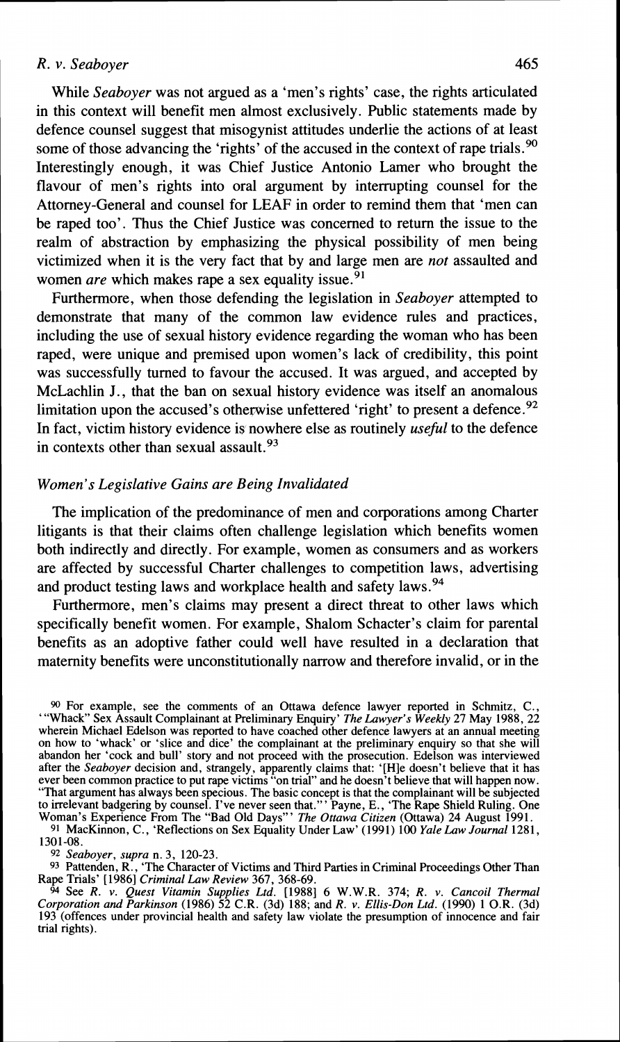While *Seaboyer* was not argued as a 'men's rights' case, the rights articulated in this context will benefit men almost exclusively. Public statements made by defence counsel suggest that misogynist attitudes underlie the actions of at least some of those advancing the 'rights' of the accused in the context of rape trials.[90] Interestingly enough, it was Chief Justice Antonio Lamer who brought the flavour of men's rights into oral argument by interrupting counsel for the Attorney-General and counsel for LEAF in order to remind them that 'men can be raped too'. Thus the Chief Justice was concerned to return the issue to the realm of abstraction by emphasizing the physical possibility of men being victimized when it is the very fact that by and large men are *not* assaulted and women *are* which makes rape a sex equality issue.[91]

Furthermore, when those defending the legislation in *Seaboyer* attempted to demonstrate that many of the common law evidence rules and practices, including the use of sexual history evidence regarding the woman who has been raped, were unique and premised upon women's lack of credibility, this point was successfully turned to favour the accused. It was argued, and accepted by McLachlin J., that the ban on sexual history evidence was itself an anomalous limitation upon the accused's otherwise unfettered 'right' to present a defence.[92] In fact, victim history evidence is nowhere else as routinely *useful* to the defence in contexts other than sexual assault.[93]

### *Women's Legislative Gains are Being Invalidated*

The implication of the predominance of men and corporations among Charter litigants is that their claims often challenge legislation which benefits women both indirectly and directly. For example, women as consumers and as workers are affected by successful Charter challenges to competition laws, advertising and product testing laws and workplace health and safety laws.[94]

Furthermore, men's claims may present a direct threat to other laws which specifically benefit women. For example, Shalom Schacter's claim for parental benefits as an adoptive father could well have resulted in a declaration that maternity benefits were unconstitutionally narrow and therefore invalid, or in the

---

[90] For example, see the comments of an Ottawa defence lawyer reported in Schmitz, C., '"Whack" Sex Assault Complainant at Preliminary Enquiry' *The Lawyer's Weekly* 27 May 1988, 22 wherein Michael Edelson was reported to have coached other defence lawyers at an annual meeting on how to 'whack' or 'slice and dice' the complainant at the preliminary enquiry so that she will abandon her 'cock and bull' story and not proceed with the prosecution. Edelson was interviewed after the *Seaboyer* decision and, strangely, apparently claims that: '[H]e doesn't believe that it has ever been common practice to put rape victims "on trial" and he doesn't believe that will happen now. "That argument has always been specious. The basic concept is that the complainant will be subjected to irrelevant badgering by counsel. I've never seen that."' Payne, E., 'The Rape Shield Ruling. One Woman's Experience From The "Bad Old Days"' *The Ottawa Citizen* (Ottawa) 24 August 1991.

[91] MacKinnon, C., 'Reflections on Sex Equality Under Law' (1991) 100 *Yale Law Journal* 1281, 1301-08.

[92] *Seaboyer*, *supra* n. 3, 120-23.

[93] Pattenden, R., 'The Character of Victims and Third Parties in Criminal Proceedings Other Than Rape Trials' [1986] *Criminal Law Review* 367, 368-69.

[94] See *R. v. Quest Vitamin Supplies Ltd.* [1988] 6 W.W.R. 374; *R. v. Cancoil Thermal Corporation and Parkinson* (1986) 52 C.R. (3d) 188; and *R. v. Ellis-Don Ltd.* (1990) 1 O.R. (3d) 193 (offences under provincial health and safety law violate the presumption of innocence and fair trial rights).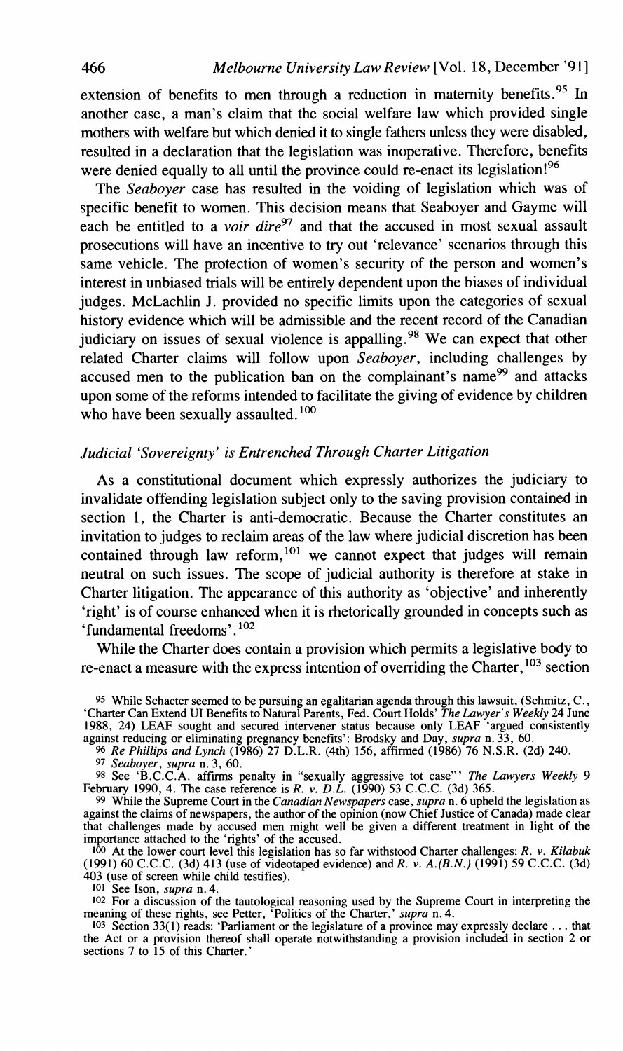extension of benefits to men through a reduction in maternity benefits.[95] In another case, a man's claim that the social welfare law which provided single mothers with welfare but which denied it to single fathers unless they were disabled, resulted in a declaration that the legislation was inoperative. Therefore, benefits were denied equally to all until the province could re-enact its legislation![96]

The *Seaboyer* case has resulted in the voiding of legislation which was of specific benefit to women. This decision means that Seaboyer and Gayme will each be entitled to a *voir dire*[97] and that the accused in most sexual assault prosecutions will have an incentive to try out 'relevance' scenarios through this same vehicle. The protection of women's security of the person and women's interest in unbiased trials will be entirely dependent upon the biases of individual judges. McLachlin J. provided no specific limits upon the categories of sexual history evidence which will be admissible and the recent record of the Canadian judiciary on issues of sexual violence is appalling.[98] We can expect that other related Charter claims will follow upon *Seaboyer*, including challenges by accused men to the publication ban on the complainant's name[99] and attacks upon some of the reforms intended to facilitate the giving of evidence by children who have been sexually assaulted.[100]

### *Judicial 'Sovereignty' is Entrenched Through Charter Litigation*

As a constitutional document which expressly authorizes the judiciary to invalidate offending legislation subject only to the saving provision contained in section 1, the Charter is anti-democratic. Because the Charter constitutes an invitation to judges to reclaim areas of the law where judicial discretion has been contained through law reform,[101] we cannot expect that judges will remain neutral on such issues. The scope of judicial authority is therefore at stake in Charter litigation. The appearance of this authority as 'objective' and inherently 'right' is of course enhanced when it is rhetorically grounded in concepts such as 'fundamental freedoms'.[102]

While the Charter does contain a provision which permits a legislative body to re-enact a measure with the express intention of overriding the Charter,[103] section

---

95 While Schacter seemed to be pursuing an egalitarian agenda through this lawsuit, (Schmitz, C., 'Charter Can Extend UI Benefits to Natural Parents, Fed. Court Holds' *The Lawyer's Weekly* 24 June 1988, 24) LEAF sought and secured intervener status because only LEAF 'argued consistently against reducing or eliminating pregnancy benefits': Brodsky and Day, *supra* n. 33, 60.

96 *Re Phillips and Lynch* (1986) 27 D.L.R. (4th) 156, affirmed (1986) 76 N.S.R. (2d) 240.

97 *Seaboyer*, *supra* n. 3, 60.

98 See 'B.C.C.A. affirms penalty in "sexually aggressive tot case"' *The Lawyers Weekly* 9 February 1990, 4. The case reference is *R. v. D.L.* (1990) 53 C.C.C. (3d) 365.

99 While the Supreme Court in the *Canadian Newspapers* case, *supra* n. 6 upheld the legislation as against the claims of newspapers, the author of the opinion (now Chief Justice of Canada) made clear that challenges made by accused men might well be given a different treatment in light of the importance attached to the 'rights' of the accused.

100 At the lower court level this legislation has so far withstood Charter challenges: *R. v. Kilabuk* (1991) 60 C.C.C. (3d) 413 (use of videotaped evidence) and *R. v. A.(B.N.)* (1991) 59 C.C.C. (3d) 403 (use of screen while child testifies).

101 See Ison, *supra* n. 4.

102 For a discussion of the tautological reasoning used by the Supreme Court in interpreting the meaning of these rights, see Petter, 'Politics of the Charter,' *supra* n. 4.

103 Section 33(1) reads: 'Parliament or the legislature of a province may expressly declare . . . that the Act or a provision thereof shall operate notwithstanding a provision included in section 2 or sections 7 to 15 of this Charter.'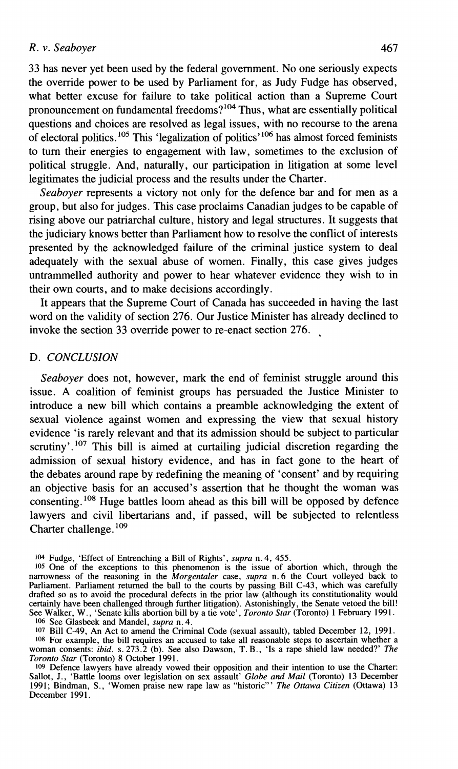33 has never yet been used by the federal government. No one seriously expects the override power to be used by Parliament for, as Judy Fudge has observed, what better excuse for failure to take political action than a Supreme Court pronouncement on fundamental freedoms?[104] Thus, what are essentially political questions and choices are resolved as legal issues, with no recourse to the arena of electoral politics.[105] This 'legalization of politics'[106] has almost forced feminists to turn their energies to engagement with law, sometimes to the exclusion of political struggle. And, naturally, our participation in litigation at some level legitimates the judicial process and the results under the Charter.

*Seaboyer* represents a victory not only for the defence bar and for men as a group, but also for judges. This case proclaims Canadian judges to be capable of rising above our patriarchal culture, history and legal structures. It suggests that the judiciary knows better than Parliament how to resolve the conflict of interests presented by the acknowledged failure of the criminal justice system to deal adequately with the sexual abuse of women. Finally, this case gives judges untrammelled authority and power to hear whatever evidence they wish to in their own courts, and to make decisions accordingly.

It appears that the Supreme Court of Canada has succeeded in having the last word on the validity of section 276. Our Justice Minister has already declined to invoke the section 33 override power to re-enact section 276.

## D. *CONCLUSION*

*Seaboyer* does not, however, mark the end of feminist struggle around this issue. A coalition of feminist groups has persuaded the Justice Minister to introduce a new bill which contains a preamble acknowledging the extent of sexual violence against women and expressing the view that sexual history evidence 'is rarely relevant and that its admission should be subject to particular scrutiny'.[107] This bill is aimed at curtailing judicial discretion regarding the admission of sexual history evidence, and has in fact gone to the heart of the debates around rape by redefining the meaning of 'consent' and by requiring an objective basis for an accused's assertion that he thought the woman was consenting.[108] Huge battles loom ahead as this bill will be opposed by defence lawyers and civil libertarians and, if passed, will be subjected to relentless Charter challenge.[109]

---

104 Fudge, 'Effect of Entrenching a Bill of Rights', *supra* n. 4, 455.

105 One of the exceptions to this phenomenon is the issue of abortion which, through the narrowness of the reasoning in the *Morgentaler* case, *supra* n. 6 the Court volleyed back to Parliament. Parliament returned the ball to the courts by passing Bill C-43, which was carefully drafted so as to avoid the procedural defects in the prior law (although its constitutionality would certainly have been challenged through further litigation). Astonishingly, the Senate vetoed the bill! See Walker, W., 'Senate kills abortion bill by a tie vote', *Toronto Star* (Toronto) 1 February 1991.

106 See Glasbeek and Mandel, *supra* n. 4.

107 Bill C-49, An Act to amend the Criminal Code (sexual assault), tabled December 12, 1991.

108 For example, the bill requires an accused to take all reasonable steps to ascertain whether a woman consents: *ibid.* s. 273.2 (b). See also Dawson, T. B., 'Is a rape shield law needed?' *The Toronto Star* (Toronto) 8 October 1991.

109 Defence lawyers have already vowed their opposition and their intention to use the Charter: Sallot, J., 'Battle looms over legislation on sex assault' *Globe and Mail* (Toronto) 13 December 1991; Bindman, S., 'Women praise new rape law as "historic"' *The Ottawa Citizen* (Ottawa) 13 December 1991.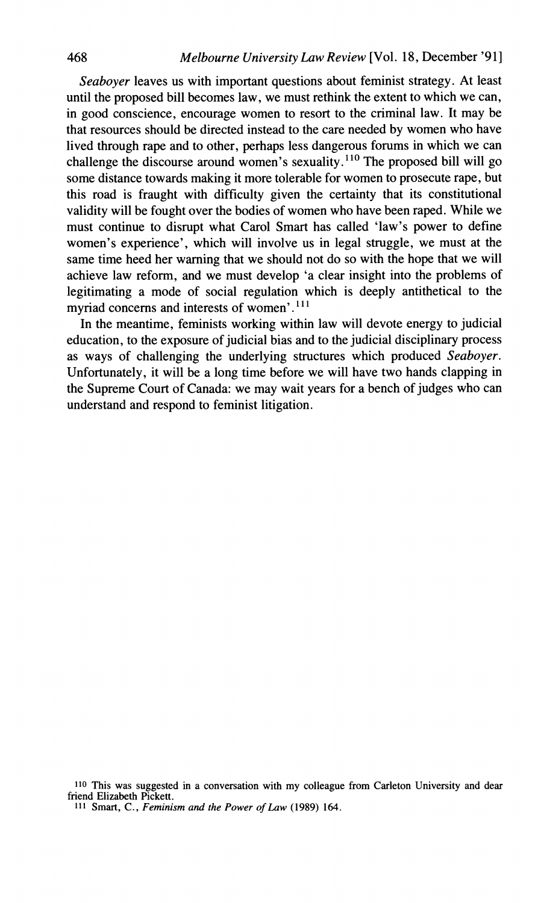*Seaboyer* leaves us with important questions about feminist strategy. At least until the proposed bill becomes law, we must rethink the extent to which we can, in good conscience, encourage women to resort to the criminal law. It may be that resources should be directed instead to the care needed by women who have lived through rape and to other, perhaps less dangerous forums in which we can challenge the discourse around women's sexuality.[110] The proposed bill will go some distance towards making it more tolerable for women to prosecute rape, but this road is fraught with difficulty given the certainty that its constitutional validity will be fought over the bodies of women who have been raped. While we must continue to disrupt what Carol Smart has called 'law's power to define women's experience', which will involve us in legal struggle, we must at the same time heed her warning that we should not do so with the hope that we will achieve law reform, and we must develop 'a clear insight into the problems of legitimating a mode of social regulation which is deeply antithetical to the myriad concerns and interests of women'.[111]

In the meantime, feminists working within law will devote energy to judicial education, to the exposure of judicial bias and to the judicial disciplinary process as ways of challenging the underlying structures which produced *Seaboyer*. Unfortunately, it will be a long time before we will have two hands clapping in the Supreme Court of Canada: we may wait years for a bench of judges who can understand and respond to feminist litigation.

---

[110] This was suggested in a conversation with my colleague from Carleton University and dear friend Elizabeth Pickett.

[111] Smart, C., *Feminism and the Power of Law* (1989) 164.